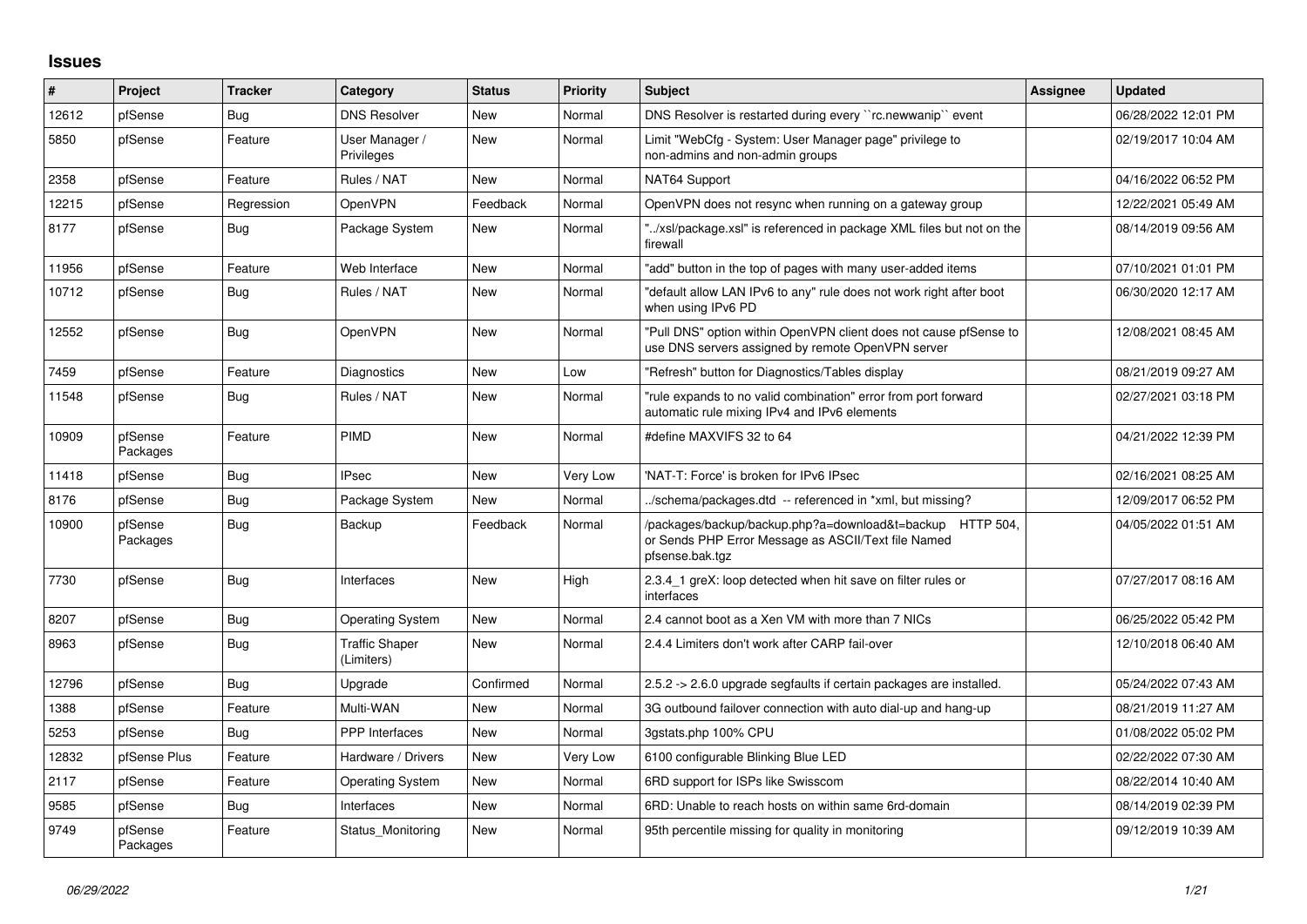## Issues

| # | Project | Tracker | Category | Status | Priority | Subject | Assignee | Updated |
|---|---|---|---|---|---|---|---|---|
| 12612 | pfSense | Bug | DNS Resolver | New | Normal | DNS Resolver is restarted during every ``rc.newwanip`` event | | 06/28/2022 12:01 PM |
| 5850 | pfSense | Feature | User Manager / Privileges | New | Normal | Limit "WebCfg - System: User Manager page" privilege to non-admins and non-admin groups | | 02/19/2017 10:04 AM |
| 2358 | pfSense | Feature | Rules / NAT | New | Normal | NAT64 Support | | 04/16/2022 06:52 PM |
| 12215 | pfSense | Regression | OpenVPN | Feedback | Normal | OpenVPN does not resync when running on a gateway group | | 12/22/2021 05:49 AM |
| 8177 | pfSense | Bug | Package System | New | Normal | "../xsl/package.xsl" is referenced in package XML files but not on the firewall | | 08/14/2019 09:56 AM |
| 11956 | pfSense | Feature | Web Interface | New | Normal | "add" button in the top of pages with many user-added items | | 07/10/2021 01:01 PM |
| 10712 | pfSense | Bug | Rules / NAT | New | Normal | "default allow LAN IPv6 to any" rule does not work right after boot when using IPv6 PD | | 06/30/2020 12:17 AM |
| 12552 | pfSense | Bug | OpenVPN | New | Normal | "Pull DNS" option within OpenVPN client does not cause pfSense to use DNS servers assigned by remote OpenVPN server | | 12/08/2021 08:45 AM |
| 7459 | pfSense | Feature | Diagnostics | New | Low | "Refresh" button for Diagnostics/Tables display | | 08/21/2019 09:27 AM |
| 11548 | pfSense | Bug | Rules / NAT | New | Normal | "rule expands to no valid combination" error from port forward automatic rule mixing IPv4 and IPv6 elements | | 02/27/2021 03:18 PM |
| 10909 | pfSense Packages | Feature | PIMD | New | Normal | #define MAXVIFS 32 to 64 | | 04/21/2022 12:39 PM |
| 11418 | pfSense | Bug | IPsec | New | Very Low | 'NAT-T: Force' is broken for IPv6 IPsec | | 02/16/2021 08:25 AM |
| 8176 | pfSense | Bug | Package System | New | Normal | ../schema/packages.dtd -- referenced in *xml, but missing? | | 12/09/2017 06:52 PM |
| 10900 | pfSense Packages | Bug | Backup | Feedback | Normal | /packages/backup/backup.php?a=download&t=backup HTTP 504, or Sends PHP Error Message as ASCII/Text file Named pfsense.bak.tgz | | 04/05/2022 01:51 AM |
| 7730 | pfSense | Bug | Interfaces | New | High | 2.3.4_1 greX: loop detected when hit save on filter rules or interfaces | | 07/27/2017 08:16 AM |
| 8207 | pfSense | Bug | Operating System | New | Normal | 2.4 cannot boot as a Xen VM with more than 7 NICs | | 06/25/2022 05:42 PM |
| 8963 | pfSense | Bug | Traffic Shaper (Limiters) | New | Normal | 2.4.4 Limiters don't work after CARP fail-over | | 12/10/2018 06:40 AM |
| 12796 | pfSense | Bug | Upgrade | Confirmed | Normal | 2.5.2 -> 2.6.0 upgrade segfaults if certain packages are installed. | | 05/24/2022 07:43 AM |
| 1388 | pfSense | Feature | Multi-WAN | New | Normal | 3G outbound failover connection with auto dial-up and hang-up | | 08/21/2019 11:27 AM |
| 5253 | pfSense | Bug | PPP Interfaces | New | Normal | 3gstats.php 100% CPU | | 01/08/2022 05:02 PM |
| 12832 | pfSense Plus | Feature | Hardware / Drivers | New | Very Low | 6100 configurable Blinking Blue LED | | 02/22/2022 07:30 AM |
| 2117 | pfSense | Feature | Operating System | New | Normal | 6RD support for ISPs like Swisscom | | 08/22/2014 10:40 AM |
| 9585 | pfSense | Bug | Interfaces | New | Normal | 6RD: Unable to reach hosts on within same 6rd-domain | | 08/14/2019 02:39 PM |
| 9749 | pfSense Packages | Feature | Status_Monitoring | New | Normal | 95th percentile missing for quality in monitoring | | 09/12/2019 10:39 AM |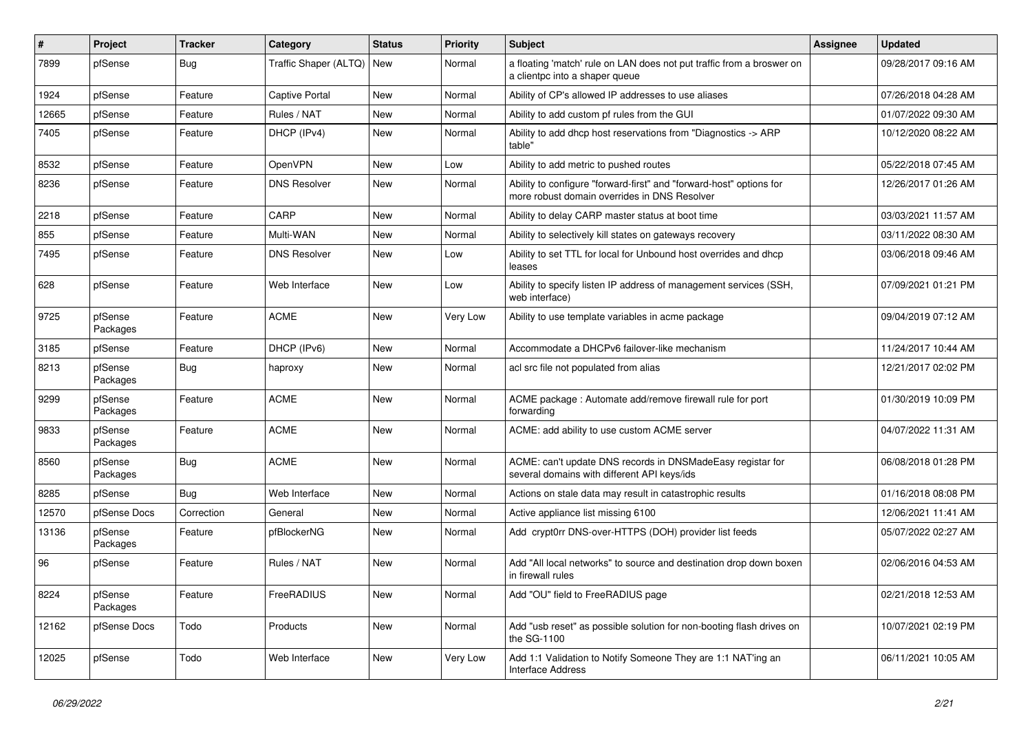| # | Project | Tracker | Category | Status | Priority | Subject | Assignee | Updated |
|---|---|---|---|---|---|---|---|---|
| 7899 | pfSense | Bug | Traffic Shaper (ALTQ) | New | Normal | a floating 'match' rule on LAN does not put traffic from a broswer on a clientpc into a shaper queue | | 09/28/2017 09:16 AM |
| 1924 | pfSense | Feature | Captive Portal | New | Normal | Ability of CP's allowed IP addresses to use aliases | | 07/26/2018 04:28 AM |
| 12665 | pfSense | Feature | Rules / NAT | New | Normal | Ability to add custom pf rules from the GUI | | 01/07/2022 09:30 AM |
| 7405 | pfSense | Feature | DHCP (IPv4) | New | Normal | Ability to add dhcp host reservations from "Diagnostics -> ARP table" | | 10/12/2020 08:22 AM |
| 8532 | pfSense | Feature | OpenVPN | New | Low | Ability to add metric to pushed routes | | 05/22/2018 07:45 AM |
| 8236 | pfSense | Feature | DNS Resolver | New | Normal | Ability to configure "forward-first" and "forward-host" options for more robust domain overrides in DNS Resolver | | 12/26/2017 01:26 AM |
| 2218 | pfSense | Feature | CARP | New | Normal | Ability to delay CARP master status at boot time | | 03/03/2021 11:57 AM |
| 855 | pfSense | Feature | Multi-WAN | New | Normal | Ability to selectively kill states on gateways recovery | | 03/11/2022 08:30 AM |
| 7495 | pfSense | Feature | DNS Resolver | New | Low | Ability to set TTL for local for Unbound host overrides and dhcp leases | | 03/06/2018 09:46 AM |
| 628 | pfSense | Feature | Web Interface | New | Low | Ability to specify listen IP address of management services (SSH, web interface) | | 07/09/2021 01:21 PM |
| 9725 | pfSense Packages | Feature | ACME | New | Very Low | Ability to use template variables in acme package | | 09/04/2019 07:12 AM |
| 3185 | pfSense | Feature | DHCP (IPv6) | New | Normal | Accommodate a DHCPv6 failover-like mechanism | | 11/24/2017 10:44 AM |
| 8213 | pfSense Packages | Bug | haproxy | New | Normal | acl src file not populated from alias | | 12/21/2017 02:02 PM |
| 9299 | pfSense Packages | Feature | ACME | New | Normal | ACME package : Automate add/remove firewall rule for port forwarding | | 01/30/2019 10:09 PM |
| 9833 | pfSense Packages | Feature | ACME | New | Normal | ACME: add ability to use custom ACME server | | 04/07/2022 11:31 AM |
| 8560 | pfSense Packages | Bug | ACME | New | Normal | ACME: can't update DNS records in DNSMadeEasy registar for several domains with different API keys/ids | | 06/08/2018 01:28 PM |
| 8285 | pfSense | Bug | Web Interface | New | Normal | Actions on stale data may result in catastrophic results | | 01/16/2018 08:08 PM |
| 12570 | pfSense Docs | Correction | General | New | Normal | Active appliance list missing 6100 | | 12/06/2021 11:41 AM |
| 13136 | pfSense Packages | Feature | pfBlockerNG | New | Normal | Add crypt0rr DNS-over-HTTPS (DOH) provider list feeds | | 05/07/2022 02:27 AM |
| 96 | pfSense | Feature | Rules / NAT | New | Normal | Add "All local networks" to source and destination drop down boxen in firewall rules | | 02/06/2016 04:53 AM |
| 8224 | pfSense Packages | Feature | FreeRADIUS | New | Normal | Add "OU" field to FreeRADIUS page | | 02/21/2018 12:53 AM |
| 12162 | pfSense Docs | Todo | Products | New | Normal | Add "usb reset" as possible solution for non-booting flash drives on the SG-1100 | | 10/07/2021 02:19 PM |
| 12025 | pfSense | Todo | Web Interface | New | Very Low | Add 1:1 Validation to Notify Someone They are 1:1 NAT'ing an Interface Address | | 06/11/2021 10:05 AM |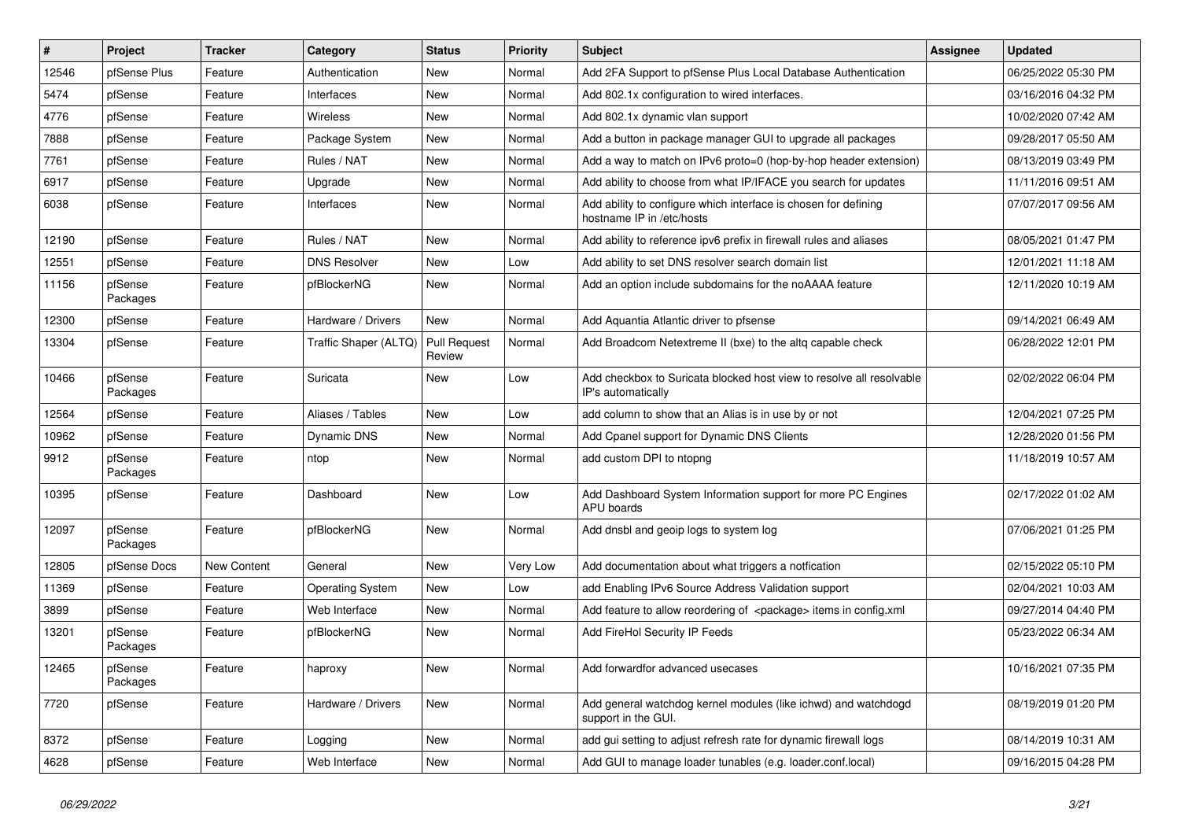| # | Project | Tracker | Category | Status | Priority | Subject | Assignee | Updated |
|---|---|---|---|---|---|---|---|---|
| 12546 | pfSense Plus | Feature | Authentication | New | Normal | Add 2FA Support to pfSense Plus Local Database Authentication | | 06/25/2022 05:30 PM |
| 5474 | pfSense | Feature | Interfaces | New | Normal | Add 802.1x configuration to wired interfaces. | | 03/16/2016 04:32 PM |
| 4776 | pfSense | Feature | Wireless | New | Normal | Add 802.1x dynamic vlan support | | 10/02/2020 07:42 AM |
| 7888 | pfSense | Feature | Package System | New | Normal | Add a button in package manager GUI to upgrade all packages | | 09/28/2017 05:50 AM |
| 7761 | pfSense | Feature | Rules / NAT | New | Normal | Add a way to match on IPv6 proto=0 (hop-by-hop header extension) | | 08/13/2019 03:49 PM |
| 6917 | pfSense | Feature | Upgrade | New | Normal | Add ability to choose from what IP/IFACE you search for updates | | 11/11/2016 09:51 AM |
| 6038 | pfSense | Feature | Interfaces | New | Normal | Add ability to configure which interface is chosen for defining hostname IP in /etc/hosts | | 07/07/2017 09:56 AM |
| 12190 | pfSense | Feature | Rules / NAT | New | Normal | Add ability to reference ipv6 prefix in firewall rules and aliases | | 08/05/2021 01:47 PM |
| 12551 | pfSense | Feature | DNS Resolver | New | Low | Add ability to set DNS resolver search domain list | | 12/01/2021 11:18 AM |
| 11156 | pfSense Packages | Feature | pfBlockerNG | New | Normal | Add an option include subdomains for the noAAAA feature | | 12/11/2020 10:19 AM |
| 12300 | pfSense | Feature | Hardware / Drivers | New | Normal | Add Aquantia Atlantic driver to pfsense | | 09/14/2021 06:49 AM |
| 13304 | pfSense | Feature | Traffic Shaper (ALTQ) | Pull Request Review | Normal | Add Broadcom Netextreme II (bxe) to the altq capable check | | 06/28/2022 12:01 PM |
| 10466 | pfSense Packages | Feature | Suricata | New | Low | Add checkbox to Suricata blocked host view to resolve all resolvable IP's automatically | | 02/02/2022 06:04 PM |
| 12564 | pfSense | Feature | Aliases / Tables | New | Low | add column to show that an Alias is in use by or not | | 12/04/2021 07:25 PM |
| 10962 | pfSense | Feature | Dynamic DNS | New | Normal | Add Cpanel support for Dynamic DNS Clients | | 12/28/2020 01:56 PM |
| 9912 | pfSense Packages | Feature | ntop | New | Normal | add custom DPI to ntopng | | 11/18/2019 10:57 AM |
| 10395 | pfSense | Feature | Dashboard | New | Low | Add Dashboard System Information support for more PC Engines APU boards | | 02/17/2022 01:02 AM |
| 12097 | pfSense Packages | Feature | pfBlockerNG | New | Normal | Add dnsbl and geoip logs to system log | | 07/06/2021 01:25 PM |
| 12805 | pfSense Docs | New Content | General | New | Very Low | Add documentation about what triggers a notfication | | 02/15/2022 05:10 PM |
| 11369 | pfSense | Feature | Operating System | New | Low | add Enabling IPv6 Source Address Validation support | | 02/04/2021 10:03 AM |
| 3899 | pfSense | Feature | Web Interface | New | Normal | Add feature to allow reordering of <package> items in config.xml | | 09/27/2014 04:40 PM |
| 13201 | pfSense Packages | Feature | pfBlockerNG | New | Normal | Add FireHol Security IP Feeds | | 05/23/2022 06:34 AM |
| 12465 | pfSense Packages | Feature | haproxy | New | Normal | Add forwardfor advanced usecases | | 10/16/2021 07:35 PM |
| 7720 | pfSense | Feature | Hardware / Drivers | New | Normal | Add general watchdog kernel modules (like ichwd) and watchdogd support in the GUI. | | 08/19/2019 01:20 PM |
| 8372 | pfSense | Feature | Logging | New | Normal | add gui setting to adjust refresh rate for dynamic firewall logs | | 08/14/2019 10:31 AM |
| 4628 | pfSense | Feature | Web Interface | New | Normal | Add GUI to manage loader tunables (e.g. loader.conf.local) | | 09/16/2015 04:28 PM |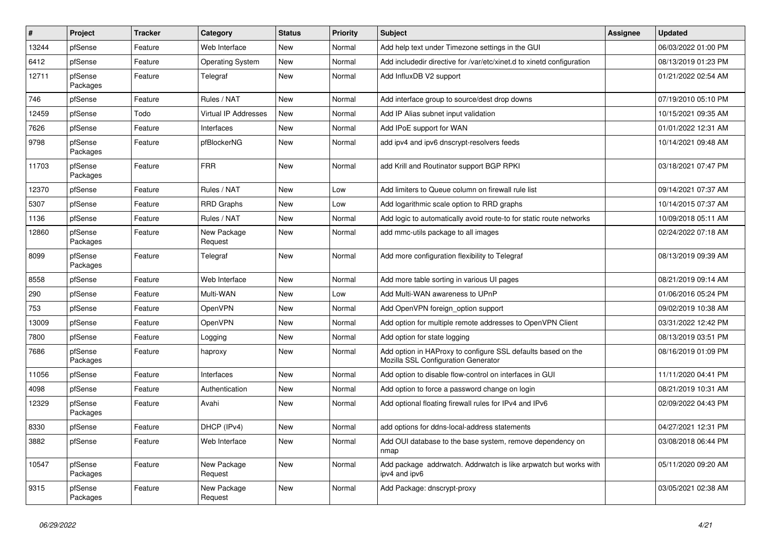| # | Project | Tracker | Category | Status | Priority | Subject | Assignee | Updated |
|---|---|---|---|---|---|---|---|---|
| 13244 | pfSense | Feature | Web Interface | New | Normal | Add help text under Timezone settings in the GUI | | 06/03/2022 01:00 PM |
| 6412 | pfSense | Feature | Operating System | New | Normal | Add includedir directive for /var/etc/xinet.d to xinetd configuration | | 08/13/2019 01:23 PM |
| 12711 | pfSense Packages | Feature | Telegraf | New | Normal | Add InfluxDB V2 support | | 01/21/2022 02:54 AM |
| 746 | pfSense | Feature | Rules / NAT | New | Normal | Add interface group to source/dest drop downs | | 07/19/2010 05:10 PM |
| 12459 | pfSense | Todo | Virtual IP Addresses | New | Normal | Add IP Alias subnet input validation | | 10/15/2021 09:35 AM |
| 7626 | pfSense | Feature | Interfaces | New | Normal | Add IPoE support for WAN | | 01/01/2022 12:31 AM |
| 9798 | pfSense Packages | Feature | pfBlockerNG | New | Normal | add ipv4 and ipv6 dnscrypt-resolvers feeds | | 10/14/2021 09:48 AM |
| 11703 | pfSense Packages | Feature | FRR | New | Normal | add Krill and Routinator support BGP RPKI | | 03/18/2021 07:47 PM |
| 12370 | pfSense | Feature | Rules / NAT | New | Low | Add limiters to Queue column on firewall rule list | | 09/14/2021 07:37 AM |
| 5307 | pfSense | Feature | RRD Graphs | New | Low | Add logarithmic scale option to RRD graphs | | 10/14/2015 07:37 AM |
| 1136 | pfSense | Feature | Rules / NAT | New | Normal | Add logic to automatically avoid route-to for static route networks | | 10/09/2018 05:11 AM |
| 12860 | pfSense Packages | Feature | New Package Request | New | Normal | add mmc-utils package to all images | | 02/24/2022 07:18 AM |
| 8099 | pfSense Packages | Feature | Telegraf | New | Normal | Add more configuration flexibility to Telegraf | | 08/13/2019 09:39 AM |
| 8558 | pfSense | Feature | Web Interface | New | Normal | Add more table sorting in various UI pages | | 08/21/2019 09:14 AM |
| 290 | pfSense | Feature | Multi-WAN | New | Low | Add Multi-WAN awareness to UPnP | | 01/06/2016 05:24 PM |
| 753 | pfSense | Feature | OpenVPN | New | Normal | Add OpenVPN foreign_option support | | 09/02/2019 10:38 AM |
| 13009 | pfSense | Feature | OpenVPN | New | Normal | Add option for multiple remote addresses to OpenVPN Client | | 03/31/2022 12:42 PM |
| 7800 | pfSense | Feature | Logging | New | Normal | Add option for state logging | | 08/13/2019 03:51 PM |
| 7686 | pfSense Packages | Feature | haproxy | New | Normal | Add option in HAProxy to configure SSL defaults based on the Mozilla SSL Configuration Generator | | 08/16/2019 01:09 PM |
| 11056 | pfSense | Feature | Interfaces | New | Normal | Add option to disable flow-control on interfaces in GUI | | 11/11/2020 04:41 PM |
| 4098 | pfSense | Feature | Authentication | New | Normal | Add option to force a password change on login | | 08/21/2019 10:31 AM |
| 12329 | pfSense Packages | Feature | Avahi | New | Normal | Add optional floating firewall rules for IPv4 and IPv6 | | 02/09/2022 04:43 PM |
| 8330 | pfSense | Feature | DHCP (IPv4) | New | Normal | add options for ddns-local-address statements | | 04/27/2021 12:31 PM |
| 3882 | pfSense | Feature | Web Interface | New | Normal | Add OUI database to the base system, remove dependency on nmap | | 03/08/2018 06:44 PM |
| 10547 | pfSense Packages | Feature | New Package Request | New | Normal | Add package addrwatch. Addrwatch is like arpwatch but works with ipv4 and ipv6 | | 05/11/2020 09:20 AM |
| 9315 | pfSense Packages | Feature | New Package Request | New | Normal | Add Package: dnscrypt-proxy | | 03/05/2021 02:38 AM |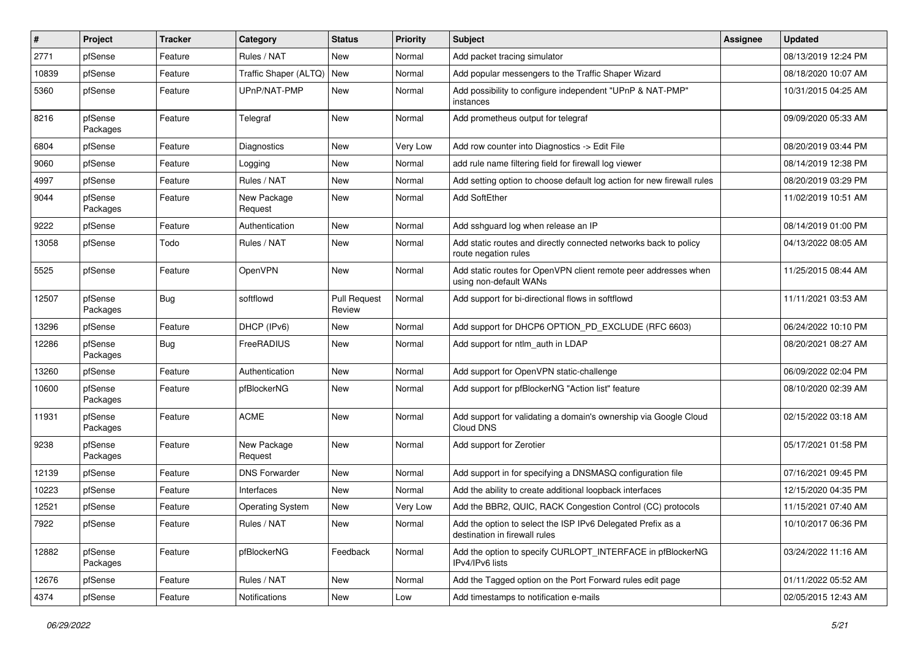| # | Project | Tracker | Category | Status | Priority | Subject | Assignee | Updated |
|---|---|---|---|---|---|---|---|---|
| 2771 | pfSense | Feature | Rules / NAT | New | Normal | Add packet tracing simulator | | 08/13/2019 12:24 PM |
| 10839 | pfSense | Feature | Traffic Shaper (ALTQ) | New | Normal | Add popular messengers to the Traffic Shaper Wizard | | 08/18/2020 10:07 AM |
| 5360 | pfSense | Feature | UPnP/NAT-PMP | New | Normal | Add possibility to configure independent "UPnP & NAT-PMP" instances | | 10/31/2015 04:25 AM |
| 8216 | pfSense Packages | Feature | Telegraf | New | Normal | Add prometheus output for telegraf | | 09/09/2020 05:33 AM |
| 6804 | pfSense | Feature | Diagnostics | New | Very Low | Add row counter into Diagnostics -> Edit File | | 08/20/2019 03:44 PM |
| 9060 | pfSense | Feature | Logging | New | Normal | add rule name filtering field for firewall log viewer | | 08/14/2019 12:38 PM |
| 4997 | pfSense | Feature | Rules / NAT | New | Normal | Add setting option to choose default log action for new firewall rules | | 08/20/2019 03:29 PM |
| 9044 | pfSense Packages | Feature | New Package Request | New | Normal | Add SoftEther | | 11/02/2019 10:51 AM |
| 9222 | pfSense | Feature | Authentication | New | Normal | Add sshguard log when release an IP | | 08/14/2019 01:00 PM |
| 13058 | pfSense | Todo | Rules / NAT | New | Normal | Add static routes and directly connected networks back to policy route negation rules | | 04/13/2022 08:05 AM |
| 5525 | pfSense | Feature | OpenVPN | New | Normal | Add static routes for OpenVPN client remote peer addresses when using non-default WANs | | 11/25/2015 08:44 AM |
| 12507 | pfSense Packages | Bug | softflowd | Pull Request Review | Normal | Add support for bi-directional flows in softflowd | | 11/11/2021 03:53 AM |
| 13296 | pfSense | Feature | DHCP (IPv6) | New | Normal | Add support for DHCP6 OPTION_PD_EXCLUDE (RFC 6603) | | 06/24/2022 10:10 PM |
| 12286 | pfSense Packages | Bug | FreeRADIUS | New | Normal | Add support for ntlm_auth in LDAP | | 08/20/2021 08:27 AM |
| 13260 | pfSense | Feature | Authentication | New | Normal | Add support for OpenVPN static-challenge | | 06/09/2022 02:04 PM |
| 10600 | pfSense Packages | Feature | pfBlockerNG | New | Normal | Add support for pfBlockerNG "Action list" feature | | 08/10/2020 02:39 AM |
| 11931 | pfSense Packages | Feature | ACME | New | Normal | Add support for validating a domain's ownership via Google Cloud Cloud DNS | | 02/15/2022 03:18 AM |
| 9238 | pfSense Packages | Feature | New Package Request | New | Normal | Add support for Zerotier | | 05/17/2021 01:58 PM |
| 12139 | pfSense | Feature | DNS Forwarder | New | Normal | Add support in for specifying a DNSMASQ configuration file | | 07/16/2021 09:45 PM |
| 10223 | pfSense | Feature | Interfaces | New | Normal | Add the ability to create additional loopback interfaces | | 12/15/2020 04:35 PM |
| 12521 | pfSense | Feature | Operating System | New | Very Low | Add the BBR2, QUIC, RACK Congestion Control (CC) protocols | | 11/15/2021 07:40 AM |
| 7922 | pfSense | Feature | Rules / NAT | New | Normal | Add the option to select the ISP IPv6 Delegated Prefix as a destination in firewall rules | | 10/10/2017 06:36 PM |
| 12882 | pfSense Packages | Feature | pfBlockerNG | Feedback | Normal | Add the option to specify CURLOPT_INTERFACE in pfBlockerNG IPv4/IPv6 lists | | 03/24/2022 11:16 AM |
| 12676 | pfSense | Feature | Rules / NAT | New | Normal | Add the Tagged option on the Port Forward rules edit page | | 01/11/2022 05:52 AM |
| 4374 | pfSense | Feature | Notifications | New | Low | Add timestamps to notification e-mails | | 02/05/2015 12:43 AM |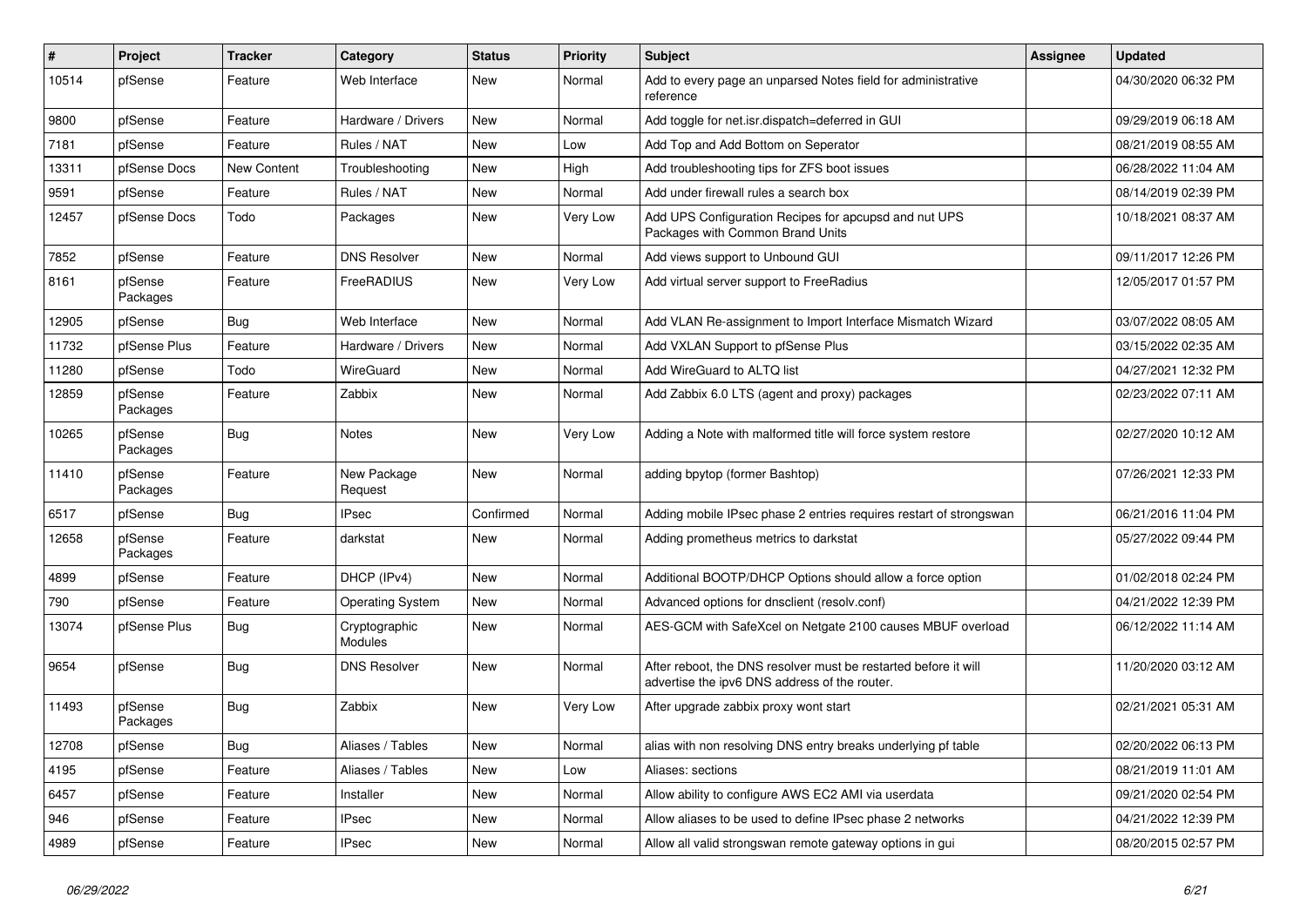| # | Project | Tracker | Category | Status | Priority | Subject | Assignee | Updated |
|---|---|---|---|---|---|---|---|---|
| 10514 | pfSense | Feature | Web Interface | New | Normal | Add to every page an unparsed Notes field for administrative reference | | 04/30/2020 06:32 PM |
| 9800 | pfSense | Feature | Hardware / Drivers | New | Normal | Add toggle for net.isr.dispatch=deferred in GUI | | 09/29/2019 06:18 AM |
| 7181 | pfSense | Feature | Rules / NAT | New | Low | Add Top and Add Bottom on Seperator | | 08/21/2019 08:55 AM |
| 13311 | pfSense Docs | New Content | Troubleshooting | New | High | Add troubleshooting tips for ZFS boot issues | | 06/28/2022 11:04 AM |
| 9591 | pfSense | Feature | Rules / NAT | New | Normal | Add under firewall rules a search box | | 08/14/2019 02:39 PM |
| 12457 | pfSense Docs | Todo | Packages | New | Very Low | Add UPS Configuration Recipes for apcupsd and nut UPS Packages with Common Brand Units | | 10/18/2021 08:37 AM |
| 7852 | pfSense | Feature | DNS Resolver | New | Normal | Add views support to Unbound GUI | | 09/11/2017 12:26 PM |
| 8161 | pfSense Packages | Feature | FreeRADIUS | New | Very Low | Add virtual server support to FreeRadius | | 12/05/2017 01:57 PM |
| 12905 | pfSense | Bug | Web Interface | New | Normal | Add VLAN Re-assignment to Import Interface Mismatch Wizard | | 03/07/2022 08:05 AM |
| 11732 | pfSense Plus | Feature | Hardware / Drivers | New | Normal | Add VXLAN Support to pfSense Plus | | 03/15/2022 02:35 AM |
| 11280 | pfSense | Todo | WireGuard | New | Normal | Add WireGuard to ALTQ list | | 04/27/2021 12:32 PM |
| 12859 | pfSense Packages | Feature | Zabbix | New | Normal | Add Zabbix 6.0 LTS (agent and proxy) packages | | 02/23/2022 07:11 AM |
| 10265 | pfSense Packages | Bug | Notes | New | Very Low | Adding a Note with malformed title will force system restore | | 02/27/2020 10:12 AM |
| 11410 | pfSense Packages | Feature | New Package Request | New | Normal | adding bpytop (former Bashtop) | | 07/26/2021 12:33 PM |
| 6517 | pfSense | Bug | IPsec | Confirmed | Normal | Adding mobile IPsec phase 2 entries requires restart of strongswan | | 06/21/2016 11:04 PM |
| 12658 | pfSense Packages | Feature | darkstat | New | Normal | Adding prometheus metrics to darkstat | | 05/27/2022 09:44 PM |
| 4899 | pfSense | Feature | DHCP (IPv4) | New | Normal | Additional BOOTP/DHCP Options should allow a force option | | 01/02/2018 02:24 PM |
| 790 | pfSense | Feature | Operating System | New | Normal | Advanced options for dnsclient (resolv.conf) | | 04/21/2022 12:39 PM |
| 13074 | pfSense Plus | Bug | Cryptographic Modules | New | Normal | AES-GCM with SafeXcel on Netgate 2100 causes MBUF overload | | 06/12/2022 11:14 AM |
| 9654 | pfSense | Bug | DNS Resolver | New | Normal | After reboot, the DNS resolver must be restarted before it will advertise the ipv6 DNS address of the router. | | 11/20/2020 03:12 AM |
| 11493 | pfSense Packages | Bug | Zabbix | New | Very Low | After upgrade zabbix proxy wont start | | 02/21/2021 05:31 AM |
| 12708 | pfSense | Bug | Aliases / Tables | New | Normal | alias with non resolving DNS entry breaks underlying pf table | | 02/20/2022 06:13 PM |
| 4195 | pfSense | Feature | Aliases / Tables | New | Low | Aliases: sections | | 08/21/2019 11:01 AM |
| 6457 | pfSense | Feature | Installer | New | Normal | Allow ability to configure AWS EC2 AMI via userdata | | 09/21/2020 02:54 PM |
| 946 | pfSense | Feature | IPsec | New | Normal | Allow aliases to be used to define IPsec phase 2 networks | | 04/21/2022 12:39 PM |
| 4989 | pfSense | Feature | IPsec | New | Normal | Allow all valid strongswan remote gateway options in gui | | 08/20/2015 02:57 PM |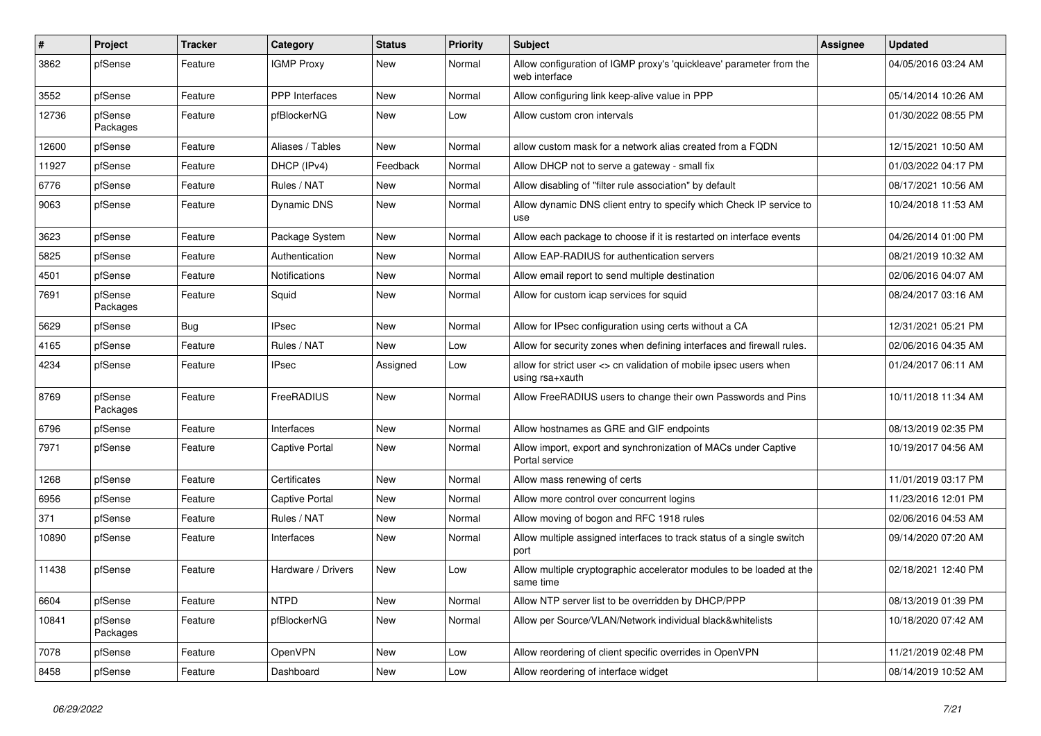| # | Project | Tracker | Category | Status | Priority | Subject | Assignee | Updated |
|---|---|---|---|---|---|---|---|---|
| 3862 | pfSense | Feature | IGMP Proxy | New | Normal | Allow configuration of IGMP proxy's 'quickleave' parameter from the web interface | | 04/05/2016 03:24 AM |
| 3552 | pfSense | Feature | PPP Interfaces | New | Normal | Allow configuring link keep-alive value in PPP | | 05/14/2014 10:26 AM |
| 12736 | pfSense Packages | Feature | pfBlockerNG | New | Low | Allow custom cron intervals | | 01/30/2022 08:55 PM |
| 12600 | pfSense | Feature | Aliases / Tables | New | Normal | allow custom mask for a network alias created from a FQDN | | 12/15/2021 10:50 AM |
| 11927 | pfSense | Feature | DHCP (IPv4) | Feedback | Normal | Allow DHCP not to serve a gateway - small fix | | 01/03/2022 04:17 PM |
| 6776 | pfSense | Feature | Rules / NAT | New | Normal | Allow disabling of "filter rule association" by default | | 08/17/2021 10:56 AM |
| 9063 | pfSense | Feature | Dynamic DNS | New | Normal | Allow dynamic DNS client entry to specify which Check IP service to use | | 10/24/2018 11:53 AM |
| 3623 | pfSense | Feature | Package System | New | Normal | Allow each package to choose if it is restarted on interface events | | 04/26/2014 01:00 PM |
| 5825 | pfSense | Feature | Authentication | New | Normal | Allow EAP-RADIUS for authentication servers | | 08/21/2019 10:32 AM |
| 4501 | pfSense | Feature | Notifications | New | Normal | Allow email report to send multiple destination | | 02/06/2016 04:07 AM |
| 7691 | pfSense Packages | Feature | Squid | New | Normal | Allow for custom icap services for squid | | 08/24/2017 03:16 AM |
| 5629 | pfSense | Bug | IPsec | New | Normal | Allow for IPsec configuration using certs without a CA | | 12/31/2021 05:21 PM |
| 4165 | pfSense | Feature | Rules / NAT | New | Low | Allow for security zones when defining interfaces and firewall rules. | | 02/06/2016 04:35 AM |
| 4234 | pfSense | Feature | IPsec | Assigned | Low | allow for strict user <> cn validation of mobile ipsec users when using rsa+xauth | | 01/24/2017 06:11 AM |
| 8769 | pfSense Packages | Feature | FreeRADIUS | New | Normal | Allow FreeRADIUS users to change their own Passwords and Pins | | 10/11/2018 11:34 AM |
| 6796 | pfSense | Feature | Interfaces | New | Normal | Allow hostnames as GRE and GIF endpoints | | 08/13/2019 02:35 PM |
| 7971 | pfSense | Feature | Captive Portal | New | Normal | Allow import, export and synchronization of MACs under Captive Portal service | | 10/19/2017 04:56 AM |
| 1268 | pfSense | Feature | Certificates | New | Normal | Allow mass renewing of certs | | 11/01/2019 03:17 PM |
| 6956 | pfSense | Feature | Captive Portal | New | Normal | Allow more control over concurrent logins | | 11/23/2016 12:01 PM |
| 371 | pfSense | Feature | Rules / NAT | New | Normal | Allow moving of bogon and RFC 1918 rules | | 02/06/2016 04:53 AM |
| 10890 | pfSense | Feature | Interfaces | New | Normal | Allow multiple assigned interfaces to track status of a single switch port | | 09/14/2020 07:20 AM |
| 11438 | pfSense | Feature | Hardware / Drivers | New | Low | Allow multiple cryptographic accelerator modules to be loaded at the same time | | 02/18/2021 12:40 PM |
| 6604 | pfSense | Feature | NTPD | New | Normal | Allow NTP server list to be overridden by DHCP/PPP | | 08/13/2019 01:39 PM |
| 10841 | pfSense Packages | Feature | pfBlockerNG | New | Normal | Allow per Source/VLAN/Network individual black&whitelists | | 10/18/2020 07:42 AM |
| 7078 | pfSense | Feature | OpenVPN | New | Low | Allow reordering of client specific overrides in OpenVPN | | 11/21/2019 02:48 PM |
| 8458 | pfSense | Feature | Dashboard | New | Low | Allow reordering of interface widget | | 08/14/2019 10:52 AM |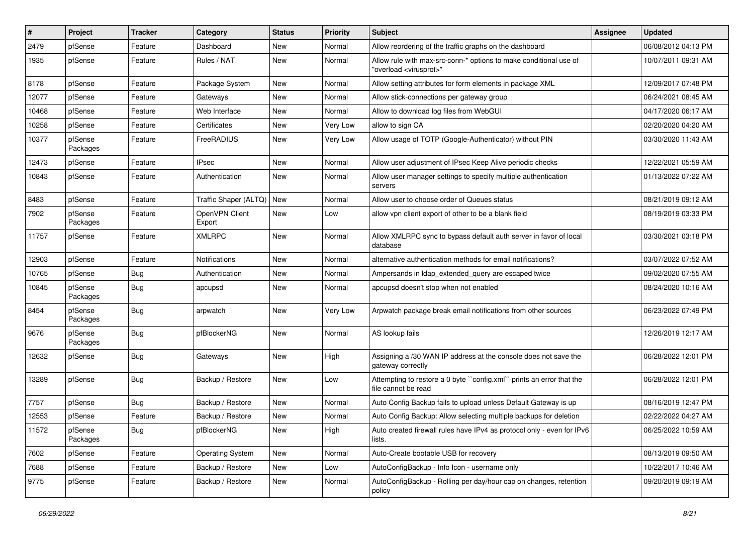| # | Project | Tracker | Category | Status | Priority | Subject | Assignee | Updated |
|---|---|---|---|---|---|---|---|---|
| 2479 | pfSense | Feature | Dashboard | New | Normal | Allow reordering of the traffic graphs on the dashboard | | 06/08/2012 04:13 PM |
| 1935 | pfSense | Feature | Rules / NAT | New | Normal | Allow rule with max-src-conn-* options to make conditional use of "overload <virusprot>" | | 10/07/2011 09:31 AM |
| 8178 | pfSense | Feature | Package System | New | Normal | Allow setting attributes for form elements in package XML | | 12/09/2017 07:48 PM |
| 12077 | pfSense | Feature | Gateways | New | Normal | Allow stick-connections per gateway group | | 06/24/2021 08:45 AM |
| 10468 | pfSense | Feature | Web Interface | New | Normal | Allow to download log files from WebGUI | | 04/17/2020 06:17 AM |
| 10258 | pfSense | Feature | Certificates | New | Very Low | allow to sign CA | | 02/20/2020 04:20 AM |
| 10377 | pfSense Packages | Feature | FreeRADIUS | New | Very Low | Allow usage of TOTP (Google-Authenticator) without PIN | | 03/30/2020 11:43 AM |
| 12473 | pfSense | Feature | IPsec | New | Normal | Allow user adjustment of IPsec Keep Alive periodic checks | | 12/22/2021 05:59 AM |
| 10843 | pfSense | Feature | Authentication | New | Normal | Allow user manager settings to specify multiple authentication servers | | 01/13/2022 07:22 AM |
| 8483 | pfSense | Feature | Traffic Shaper (ALTQ) | New | Normal | Allow user to choose order of Queues status | | 08/21/2019 09:12 AM |
| 7902 | pfSense Packages | Feature | OpenVPN Client Export | New | Low | allow vpn client export of other to be a blank field | | 08/19/2019 03:33 PM |
| 11757 | pfSense | Feature | XMLRPC | New | Normal | Allow XMLRPC sync to bypass default auth server in favor of local database | | 03/30/2021 03:18 PM |
| 12903 | pfSense | Feature | Notifications | New | Normal | alternative authentication methods for email notifications? | | 03/07/2022 07:52 AM |
| 10765 | pfSense | Bug | Authentication | New | Normal | Ampersands in ldap_extended_query are escaped twice | | 09/02/2020 07:55 AM |
| 10845 | pfSense Packages | Bug | apcupsd | New | Normal | apcupsd doesn't stop when not enabled | | 08/24/2020 10:16 AM |
| 8454 | pfSense Packages | Bug | arpwatch | New | Very Low | Arpwatch package break email notifications from other sources | | 06/23/2022 07:49 PM |
| 9676 | pfSense Packages | Bug | pfBlockerNG | New | Normal | AS lookup fails | | 12/26/2019 12:17 AM |
| 12632 | pfSense | Bug | Gateways | New | High | Assigning a /30 WAN IP address at the console does not save the gateway correctly | | 06/28/2022 12:01 PM |
| 13289 | pfSense | Bug | Backup / Restore | New | Low | Attempting to restore a 0 byte ``config.xml`` prints an error that the file cannot be read | | 06/28/2022 12:01 PM |
| 7757 | pfSense | Bug | Backup / Restore | New | Normal | Auto Config Backup fails to upload unless Default Gateway is up | | 08/16/2019 12:47 PM |
| 12553 | pfSense | Feature | Backup / Restore | New | Normal | Auto Config Backup: Allow selecting multiple backups for deletion | | 02/22/2022 04:27 AM |
| 11572 | pfSense Packages | Bug | pfBlockerNG | New | High | Auto created firewall rules have IPv4 as protocol only - even for IPv6 lists. | | 06/25/2022 10:59 AM |
| 7602 | pfSense | Feature | Operating System | New | Normal | Auto-Create bootable USB for recovery | | 08/13/2019 09:50 AM |
| 7688 | pfSense | Feature | Backup / Restore | New | Low | AutoConfigBackup - Info Icon - username only | | 10/22/2017 10:46 AM |
| 9775 | pfSense | Feature | Backup / Restore | New | Normal | AutoConfigBackup - Rolling per day/hour cap on changes, retention policy | | 09/20/2019 09:19 AM |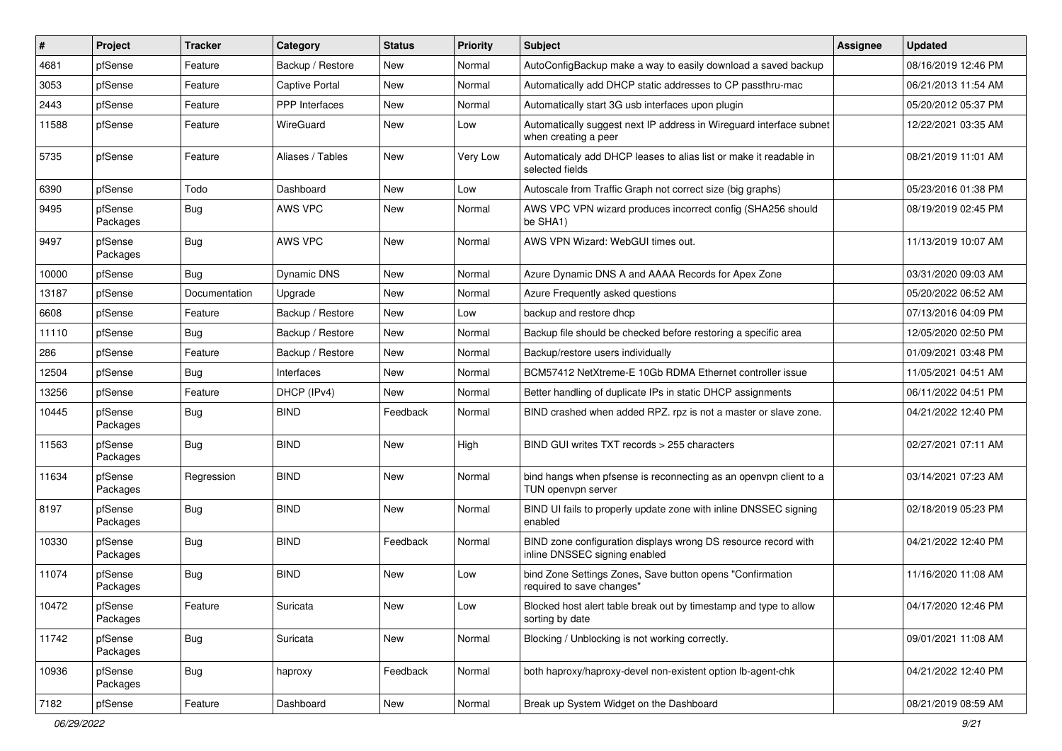| # | Project | Tracker | Category | Status | Priority | Subject | Assignee | Updated |
|---|---|---|---|---|---|---|---|---|
| 4681 | pfSense | Feature | Backup / Restore | New | Normal | AutoConfigBackup make a way to easily download a saved backup | | 08/16/2019 12:46 PM |
| 3053 | pfSense | Feature | Captive Portal | New | Normal | Automatically add DHCP static addresses to CP passthru-mac | | 06/21/2013 11:54 AM |
| 2443 | pfSense | Feature | PPP Interfaces | New | Normal | Automatically start 3G usb interfaces upon plugin | | 05/20/2012 05:37 PM |
| 11588 | pfSense | Feature | WireGuard | New | Low | Automatically suggest next IP address in Wireguard interface subnet when creating a peer | | 12/22/2021 03:35 AM |
| 5735 | pfSense | Feature | Aliases / Tables | New | Very Low | Automaticaly add DHCP leases to alias list or make it readable in selected fields | | 08/21/2019 11:01 AM |
| 6390 | pfSense | Todo | Dashboard | New | Low | Autoscale from Traffic Graph not correct size (big graphs) | | 05/23/2016 01:38 PM |
| 9495 | pfSense Packages | Bug | AWS VPC | New | Normal | AWS VPC VPN wizard produces incorrect config (SHA256 should be SHA1) | | 08/19/2019 02:45 PM |
| 9497 | pfSense Packages | Bug | AWS VPC | New | Normal | AWS VPN Wizard: WebGUI times out. | | 11/13/2019 10:07 AM |
| 10000 | pfSense | Bug | Dynamic DNS | New | Normal | Azure Dynamic DNS A and AAAA Records for Apex Zone | | 03/31/2020 09:03 AM |
| 13187 | pfSense | Documentation | Upgrade | New | Normal | Azure Frequently asked questions | | 05/20/2022 06:52 AM |
| 6608 | pfSense | Feature | Backup / Restore | New | Low | backup and restore dhcp | | 07/13/2016 04:09 PM |
| 11110 | pfSense | Bug | Backup / Restore | New | Normal | Backup file should be checked before restoring a specific area | | 12/05/2020 02:50 PM |
| 286 | pfSense | Feature | Backup / Restore | New | Normal | Backup/restore users individually | | 01/09/2021 03:48 PM |
| 12504 | pfSense | Bug | Interfaces | New | Normal | BCM57412 NetXtreme-E 10Gb RDMA Ethernet controller issue | | 11/05/2021 04:51 AM |
| 13256 | pfSense | Feature | DHCP (IPv4) | New | Normal | Better handling of duplicate IPs in static DHCP assignments | | 06/11/2022 04:51 PM |
| 10445 | pfSense Packages | Bug | BIND | Feedback | Normal | BIND crashed when added RPZ. rpz is not a master or slave zone. | | 04/21/2022 12:40 PM |
| 11563 | pfSense Packages | Bug | BIND | New | High | BIND GUI writes TXT records > 255 characters | | 02/27/2021 07:11 AM |
| 11634 | pfSense Packages | Regression | BIND | New | Normal | bind hangs when pfsense is reconnecting as an openvpn client to a TUN openvpn server | | 03/14/2021 07:23 AM |
| 8197 | pfSense Packages | Bug | BIND | New | Normal | BIND UI fails to properly update zone with inline DNSSEC signing enabled | | 02/18/2019 05:23 PM |
| 10330 | pfSense Packages | Bug | BIND | Feedback | Normal | BIND zone configuration displays wrong DS resource record with inline DNSSEC signing enabled | | 04/21/2022 12:40 PM |
| 11074 | pfSense Packages | Bug | BIND | New | Low | bind Zone Settings Zones, Save button opens "Confirmation required to save changes" | | 11/16/2020 11:08 AM |
| 10472 | pfSense Packages | Feature | Suricata | New | Low | Blocked host alert table break out by timestamp and type to allow sorting by date | | 04/17/2020 12:46 PM |
| 11742 | pfSense Packages | Bug | Suricata | New | Normal | Blocking / Unblocking is not working correctly. | | 09/01/2021 11:08 AM |
| 10936 | pfSense Packages | Bug | haproxy | Feedback | Normal | both haproxy/haproxy-devel non-existent option lb-agent-chk | | 04/21/2022 12:40 PM |
| 7182 | pfSense | Feature | Dashboard | New | Normal | Break up System Widget on the Dashboard | | 08/21/2019 08:59 AM |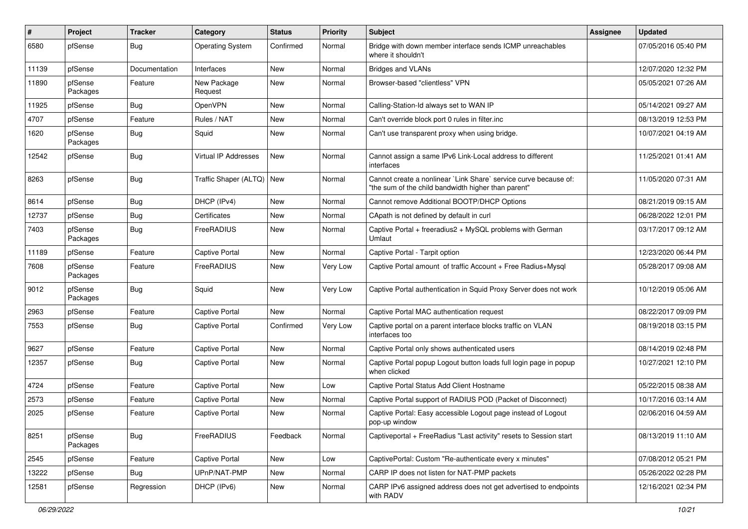| # | Project | Tracker | Category | Status | Priority | Subject | Assignee | Updated |
|---|---|---|---|---|---|---|---|---|
| 6580 | pfSense | Bug | Operating System | Confirmed | Normal | Bridge with down member interface sends ICMP unreachables where it shouldn't | | 07/05/2016 05:40 PM |
| 11139 | pfSense | Documentation | Interfaces | New | Normal | Bridges and VLANs | | 12/07/2020 12:32 PM |
| 11890 | pfSense Packages | Feature | New Package Request | New | Normal | Browser-based "clientless" VPN | | 05/05/2021 07:26 AM |
| 11925 | pfSense | Bug | OpenVPN | New | Normal | Calling-Station-Id always set to WAN IP | | 05/14/2021 09:27 AM |
| 4707 | pfSense | Feature | Rules / NAT | New | Normal | Can't override block port 0 rules in filter.inc | | 08/13/2019 12:53 PM |
| 1620 | pfSense Packages | Bug | Squid | New | Normal | Can't use transparent proxy when using bridge. | | 10/07/2021 04:19 AM |
| 12542 | pfSense | Bug | Virtual IP Addresses | New | Normal | Cannot assign a same IPv6 Link-Local address to different interfaces | | 11/25/2021 01:41 AM |
| 8263 | pfSense | Bug | Traffic Shaper (ALTQ) | New | Normal | Cannot create a nonlinear `Link Share` service curve because of: "the sum of the child bandwidth higher than parent" | | 11/05/2020 07:31 AM |
| 8614 | pfSense | Bug | DHCP (IPv4) | New | Normal | Cannot remove Additional BOOTP/DHCP Options | | 08/21/2019 09:15 AM |
| 12737 | pfSense | Bug | Certificates | New | Normal | CApath is not defined by default in curl | | 06/28/2022 12:01 PM |
| 7403 | pfSense Packages | Bug | FreeRADIUS | New | Normal | Captive Portal + freeradius2 + MySQL problems with German Umlaut | | 03/17/2017 09:12 AM |
| 11189 | pfSense | Feature | Captive Portal | New | Normal | Captive Portal - Tarpit option | | 12/23/2020 06:44 PM |
| 7608 | pfSense Packages | Feature | FreeRADIUS | New | Very Low | Captive Portal amount of traffic Account + Free Radius+Mysql | | 05/28/2017 09:08 AM |
| 9012 | pfSense Packages | Bug | Squid | New | Very Low | Captive Portal authentication in Squid Proxy Server does not work | | 10/12/2019 05:06 AM |
| 2963 | pfSense | Feature | Captive Portal | New | Normal | Captive Portal MAC authentication request | | 08/22/2017 09:09 PM |
| 7553 | pfSense | Bug | Captive Portal | Confirmed | Very Low | Captive portal on a parent interface blocks traffic on VLAN interfaces too | | 08/19/2018 03:15 PM |
| 9627 | pfSense | Feature | Captive Portal | New | Normal | Captive Portal only shows authenticated users | | 08/14/2019 02:48 PM |
| 12357 | pfSense | Bug | Captive Portal | New | Normal | Captive Portal popup Logout button loads full login page in popup when clicked | | 10/27/2021 12:10 PM |
| 4724 | pfSense | Feature | Captive Portal | New | Low | Captive Portal Status Add Client Hostname | | 05/22/2015 08:38 AM |
| 2573 | pfSense | Feature | Captive Portal | New | Normal | Captive Portal support of RADIUS POD (Packet of Disconnect) | | 10/17/2016 03:14 AM |
| 2025 | pfSense | Feature | Captive Portal | New | Normal | Captive Portal: Easy accessible Logout page instead of Logout pop-up window | | 02/06/2016 04:59 AM |
| 8251 | pfSense Packages | Bug | FreeRADIUS | Feedback | Normal | Captiveportal + FreeRadius "Last activity" resets to Session start | | 08/13/2019 11:10 AM |
| 2545 | pfSense | Feature | Captive Portal | New | Low | CaptivePortal: Custom "Re-authenticate every x minutes" | | 07/08/2012 05:21 PM |
| 13222 | pfSense | Bug | UPnP/NAT-PMP | New | Normal | CARP IP does not listen for NAT-PMP packets | | 05/26/2022 02:28 PM |
| 12581 | pfSense | Regression | DHCP (IPv6) | New | Normal | CARP IPv6 assigned address does not get advertised to endpoints with RADV | | 12/16/2021 02:34 PM |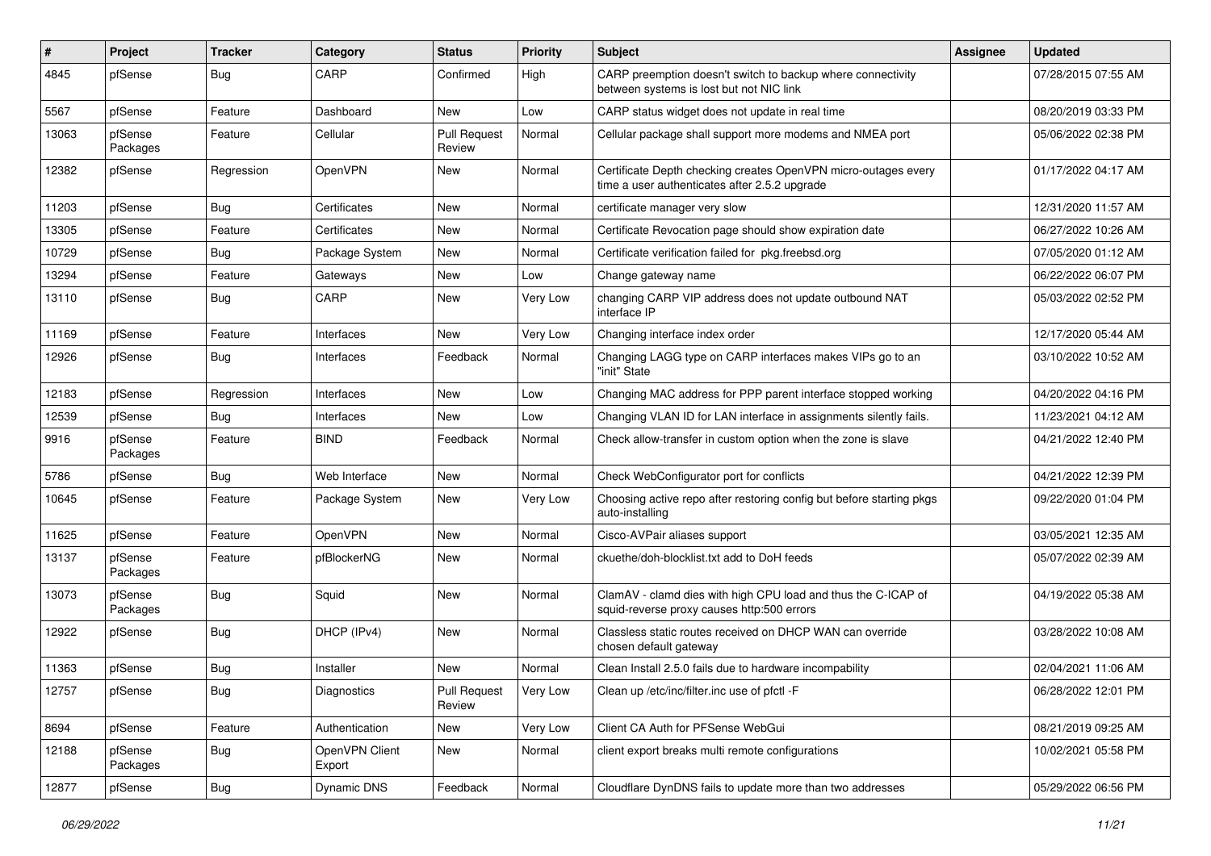| # | Project | Tracker | Category | Status | Priority | Subject | Assignee | Updated |
| --- | --- | --- | --- | --- | --- | --- | --- | --- |
| 4845 | pfSense | Bug | CARP | Confirmed | High | CARP preemption doesn't switch to backup where connectivity between systems is lost but not NIC link | | 07/28/2015 07:55 AM |
| 5567 | pfSense | Feature | Dashboard | New | Low | CARP status widget does not update in real time | | 08/20/2019 03:33 PM |
| 13063 | pfSense Packages | Feature | Cellular | Pull Request Review | Normal | Cellular package shall support more modems and NMEA port | | 05/06/2022 02:38 PM |
| 12382 | pfSense | Regression | OpenVPN | New | Normal | Certificate Depth checking creates OpenVPN micro-outages every time a user authenticates after 2.5.2 upgrade | | 01/17/2022 04:17 AM |
| 11203 | pfSense | Bug | Certificates | New | Normal | certificate manager very slow | | 12/31/2020 11:57 AM |
| 13305 | pfSense | Feature | Certificates | New | Normal | Certificate Revocation page should show expiration date | | 06/27/2022 10:26 AM |
| 10729 | pfSense | Bug | Package System | New | Normal | Certificate verification failed for pkg.freebsd.org | | 07/05/2020 01:12 AM |
| 13294 | pfSense | Feature | Gateways | New | Low | Change gateway name | | 06/22/2022 06:07 PM |
| 13110 | pfSense | Bug | CARP | New | Very Low | changing CARP VIP address does not update outbound NAT interface IP | | 05/03/2022 02:52 PM |
| 11169 | pfSense | Feature | Interfaces | New | Very Low | Changing interface index order | | 12/17/2020 05:44 AM |
| 12926 | pfSense | Bug | Interfaces | Feedback | Normal | Changing LAGG type on CARP interfaces makes VIPs go to an "init" State | | 03/10/2022 10:52 AM |
| 12183 | pfSense | Regression | Interfaces | New | Low | Changing MAC address for PPP parent interface stopped working | | 04/20/2022 04:16 PM |
| 12539 | pfSense | Bug | Interfaces | New | Low | Changing VLAN ID for LAN interface in assignments silently fails. | | 11/23/2021 04:12 AM |
| 9916 | pfSense Packages | Feature | BIND | Feedback | Normal | Check allow-transfer in custom option when the zone is slave | | 04/21/2022 12:40 PM |
| 5786 | pfSense | Bug | Web Interface | New | Normal | Check WebConfigurator port for conflicts | | 04/21/2022 12:39 PM |
| 10645 | pfSense | Feature | Package System | New | Very Low | Choosing active repo after restoring config but before starting pkgs auto-installing | | 09/22/2020 01:04 PM |
| 11625 | pfSense | Feature | OpenVPN | New | Normal | Cisco-AVPair aliases support | | 03/05/2021 12:35 AM |
| 13137 | pfSense Packages | Feature | pfBlockerNG | New | Normal | ckuethe/doh-blocklist.txt add to DoH feeds | | 05/07/2022 02:39 AM |
| 13073 | pfSense Packages | Bug | Squid | New | Normal | ClamAV - clamd dies with high CPU load and thus the C-ICAP of squid-reverse proxy causes http:500 errors | | 04/19/2022 05:38 AM |
| 12922 | pfSense | Bug | DHCP (IPv4) | New | Normal | Classless static routes received on DHCP WAN can override chosen default gateway | | 03/28/2022 10:08 AM |
| 11363 | pfSense | Bug | Installer | New | Normal | Clean Install 2.5.0 fails due to hardware incompability | | 02/04/2021 11:06 AM |
| 12757 | pfSense | Bug | Diagnostics | Pull Request Review | Very Low | Clean up /etc/inc/filter.inc use of pfctl -F | | 06/28/2022 12:01 PM |
| 8694 | pfSense | Feature | Authentication | New | Very Low | Client CA Auth for PFSense WebGui | | 08/21/2019 09:25 AM |
| 12188 | pfSense Packages | Bug | OpenVPN Client Export | New | Normal | client export breaks multi remote configurations | | 10/02/2021 05:58 PM |
| 12877 | pfSense | Bug | Dynamic DNS | Feedback | Normal | Cloudflare DynDNS fails to update more than two addresses | | 05/29/2022 06:56 PM |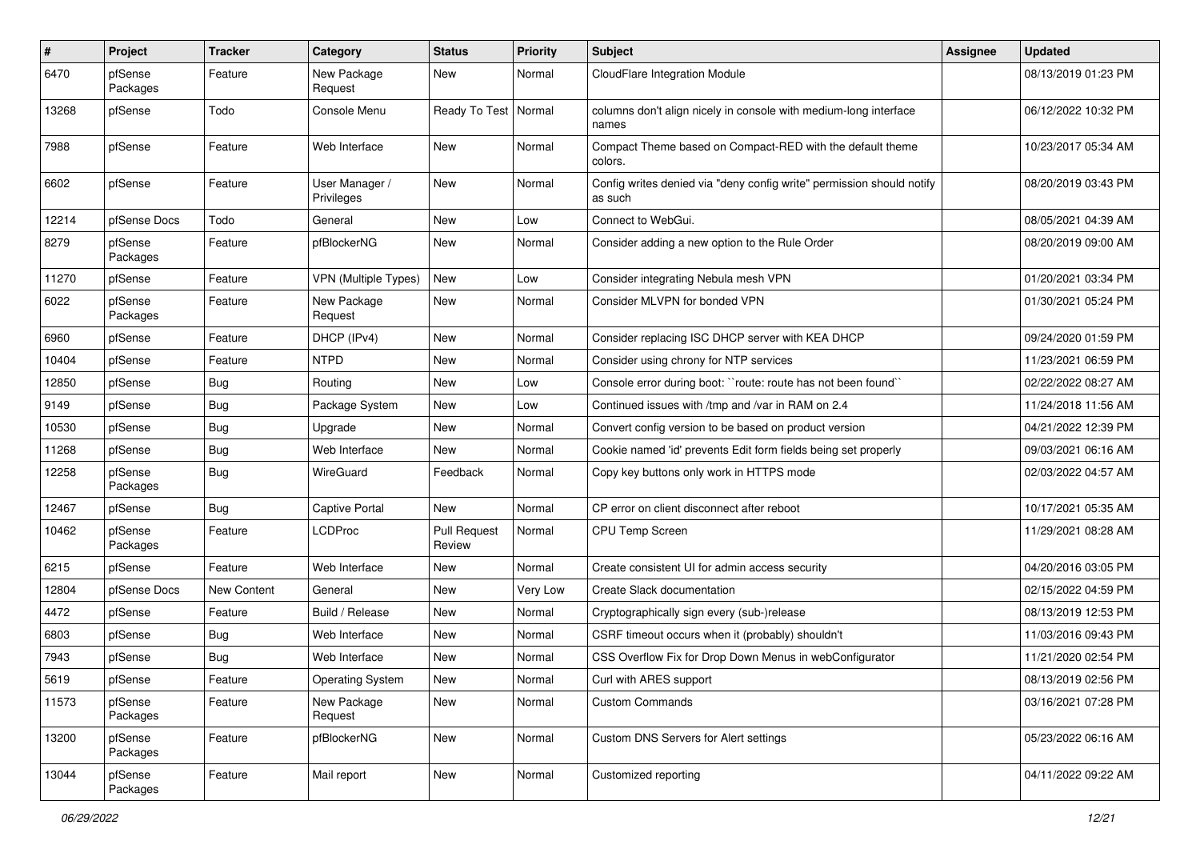| # | Project | Tracker | Category | Status | Priority | Subject | Assignee | Updated |
|---|---|---|---|---|---|---|---|---|
| 6470 | pfSense Packages | Feature | New Package Request | New | Normal | CloudFlare Integration Module | | 08/13/2019 01:23 PM |
| 13268 | pfSense | Todo | Console Menu | Ready To Test | Normal | columns don't align nicely in console with medium-long interface names | | 06/12/2022 10:32 PM |
| 7988 | pfSense | Feature | Web Interface | New | Normal | Compact Theme based on Compact-RED with the default theme colors. | | 10/23/2017 05:34 AM |
| 6602 | pfSense | Feature | User Manager / Privileges | New | Normal | Config writes denied via "deny config write" permission should notify as such | | 08/20/2019 03:43 PM |
| 12214 | pfSense Docs | Todo | General | New | Low | Connect to WebGui. | | 08/05/2021 04:39 AM |
| 8279 | pfSense Packages | Feature | pfBlockerNG | New | Normal | Consider adding a new option to the Rule Order | | 08/20/2019 09:00 AM |
| 11270 | pfSense | Feature | VPN (Multiple Types) | New | Low | Consider integrating Nebula mesh VPN | | 01/20/2021 03:34 PM |
| 6022 | pfSense Packages | Feature | New Package Request | New | Normal | Consider MLVPN for bonded VPN | | 01/30/2021 05:24 PM |
| 6960 | pfSense | Feature | DHCP (IPv4) | New | Normal | Consider replacing ISC DHCP server with KEA DHCP | | 09/24/2020 01:59 PM |
| 10404 | pfSense | Feature | NTPD | New | Normal | Consider using chrony for NTP services | | 11/23/2021 06:59 PM |
| 12850 | pfSense | Bug | Routing | New | Low | Console error during boot: ``route: route has not been found`` | | 02/22/2022 08:27 AM |
| 9149 | pfSense | Bug | Package System | New | Low | Continued issues with /tmp and /var in RAM on 2.4 | | 11/24/2018 11:56 AM |
| 10530 | pfSense | Bug | Upgrade | New | Normal | Convert config version to be based on product version | | 04/21/2022 12:39 PM |
| 11268 | pfSense | Bug | Web Interface | New | Normal | Cookie named 'id' prevents Edit form fields being set properly | | 09/03/2021 06:16 AM |
| 12258 | pfSense Packages | Bug | WireGuard | Feedback | Normal | Copy key buttons only work in HTTPS mode | | 02/03/2022 04:57 AM |
| 12467 | pfSense | Bug | Captive Portal | New | Normal | CP error on client disconnect after reboot | | 10/17/2021 05:35 AM |
| 10462 | pfSense Packages | Feature | LCDProc | Pull Request Review | Normal | CPU Temp Screen | | 11/29/2021 08:28 AM |
| 6215 | pfSense | Feature | Web Interface | New | Normal | Create consistent UI for admin access security | | 04/20/2016 03:05 PM |
| 12804 | pfSense Docs | New Content | General | New | Very Low | Create Slack documentation | | 02/15/2022 04:59 PM |
| 4472 | pfSense | Feature | Build / Release | New | Normal | Cryptographically sign every (sub-)release | | 08/13/2019 12:53 PM |
| 6803 | pfSense | Bug | Web Interface | New | Normal | CSRF timeout occurs when it (probably) shouldn't | | 11/03/2016 09:43 PM |
| 7943 | pfSense | Bug | Web Interface | New | Normal | CSS Overflow Fix for Drop Down Menus in webConfigurator | | 11/21/2020 02:54 PM |
| 5619 | pfSense | Feature | Operating System | New | Normal | Curl with ARES support | | 08/13/2019 02:56 PM |
| 11573 | pfSense Packages | Feature | New Package Request | New | Normal | Custom Commands | | 03/16/2021 07:28 PM |
| 13200 | pfSense Packages | Feature | pfBlockerNG | New | Normal | Custom DNS Servers for Alert settings | | 05/23/2022 06:16 AM |
| 13044 | pfSense Packages | Feature | Mail report | New | Normal | Customized reporting | | 04/11/2022 09:22 AM |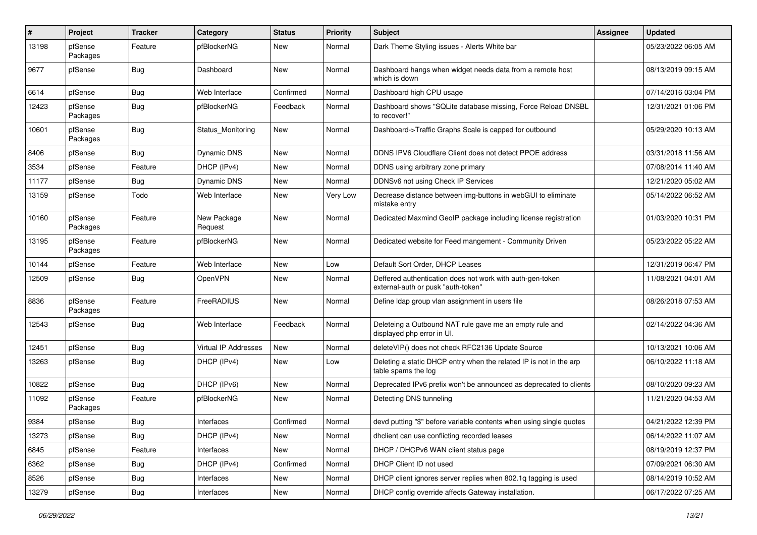| # | Project | Tracker | Category | Status | Priority | Subject | Assignee | Updated |
|---|---|---|---|---|---|---|---|---|
| 13198 | pfSense Packages | Feature | pfBlockerNG | New | Normal | Dark Theme Styling issues - Alerts White bar | | 05/23/2022 06:05 AM |
| 9677 | pfSense | Bug | Dashboard | New | Normal | Dashboard hangs when widget needs data from a remote host which is down | | 08/13/2019 09:15 AM |
| 6614 | pfSense | Bug | Web Interface | Confirmed | Normal | Dashboard high CPU usage | | 07/14/2016 03:04 PM |
| 12423 | pfSense Packages | Bug | pfBlockerNG | Feedback | Normal | Dashboard shows "SQLite database missing, Force Reload DNSBL to recover!" | | 12/31/2021 01:06 PM |
| 10601 | pfSense Packages | Bug | Status_Monitoring | New | Normal | Dashboard->Traffic Graphs Scale is capped for outbound | | 05/29/2020 10:13 AM |
| 8406 | pfSense | Bug | Dynamic DNS | New | Normal | DDNS IPV6 Cloudflare Client does not detect PPOE address | | 03/31/2018 11:56 AM |
| 3534 | pfSense | Feature | DHCP (IPv4) | New | Normal | DDNS using arbitrary zone primary | | 07/08/2014 11:40 AM |
| 11177 | pfSense | Bug | Dynamic DNS | New | Normal | DDNSv6 not using Check IP Services | | 12/21/2020 05:02 AM |
| 13159 | pfSense | Todo | Web Interface | New | Very Low | Decrease distance between img-buttons in webGUI to eliminate mistake entry | | 05/14/2022 06:52 AM |
| 10160 | pfSense Packages | Feature | New Package Request | New | Normal | Dedicated Maxmind GeoIP package including license registration | | 01/03/2020 10:31 PM |
| 13195 | pfSense Packages | Feature | pfBlockerNG | New | Normal | Dedicated website for Feed mangement - Community Driven | | 05/23/2022 05:22 AM |
| 10144 | pfSense | Feature | Web Interface | New | Low | Default Sort Order, DHCP Leases | | 12/31/2019 06:47 PM |
| 12509 | pfSense | Bug | OpenVPN | New | Normal | Deffered authentication does not work with auth-gen-token external-auth or pusk "auth-token" | | 11/08/2021 04:01 AM |
| 8836 | pfSense Packages | Feature | FreeRADIUS | New | Normal | Define ldap group vlan assignment in users file | | 08/26/2018 07:53 AM |
| 12543 | pfSense | Bug | Web Interface | Feedback | Normal | Deleteing a Outbound NAT rule gave me an empty rule and displayed php error in UI. | | 02/14/2022 04:36 AM |
| 12451 | pfSense | Bug | Virtual IP Addresses | New | Normal | deleteVIP() does not check RFC2136 Update Source | | 10/13/2021 10:06 AM |
| 13263 | pfSense | Bug | DHCP (IPv4) | New | Low | Deleting a static DHCP entry when the related IP is not in the arp table spams the log | | 06/10/2022 11:18 AM |
| 10822 | pfSense | Bug | DHCP (IPv6) | New | Normal | Deprecated IPv6 prefix won't be announced as deprecated to clients | | 08/10/2020 09:23 AM |
| 11092 | pfSense Packages | Feature | pfBlockerNG | New | Normal | Detecting DNS tunneling | | 11/21/2020 04:53 AM |
| 9384 | pfSense | Bug | Interfaces | Confirmed | Normal | devd putting "$" before variable contents when using single quotes | | 04/21/2022 12:39 PM |
| 13273 | pfSense | Bug | DHCP (IPv4) | New | Normal | dhclient can use conflicting recorded leases | | 06/14/2022 11:07 AM |
| 6845 | pfSense | Feature | Interfaces | New | Normal | DHCP / DHCPv6 WAN client status page | | 08/19/2019 12:37 PM |
| 6362 | pfSense | Bug | DHCP (IPv4) | Confirmed | Normal | DHCP Client ID not used | | 07/09/2021 06:30 AM |
| 8526 | pfSense | Bug | Interfaces | New | Normal | DHCP client ignores server replies when 802.1q tagging is used | | 08/14/2019 10:52 AM |
| 13279 | pfSense | Bug | Interfaces | New | Normal | DHCP config override affects Gateway installation. | | 06/17/2022 07:25 AM |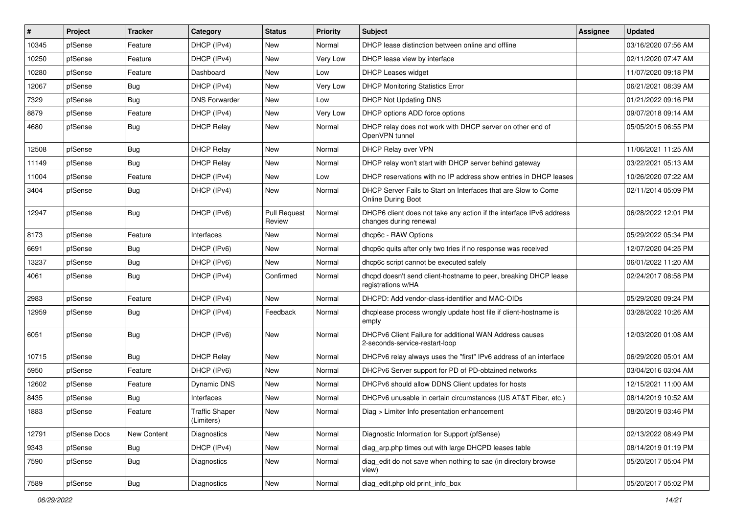| # | Project | Tracker | Category | Status | Priority | Subject | Assignee | Updated |
|---|---|---|---|---|---|---|---|---|
| 10345 | pfSense | Feature | DHCP (IPv4) | New | Normal | DHCP lease distinction between online and offline | | 03/16/2020 07:56 AM |
| 10250 | pfSense | Feature | DHCP (IPv4) | New | Very Low | DHCP lease view by interface | | 02/11/2020 07:47 AM |
| 10280 | pfSense | Feature | Dashboard | New | Low | DHCP Leases widget | | 11/07/2020 09:18 PM |
| 12067 | pfSense | Bug | DHCP (IPv4) | New | Very Low | DHCP Monitoring Statistics Error | | 06/21/2021 08:39 AM |
| 7329 | pfSense | Bug | DNS Forwarder | New | Low | DHCP Not Updating DNS | | 01/21/2022 09:16 PM |
| 8879 | pfSense | Feature | DHCP (IPv4) | New | Very Low | DHCP options ADD force options | | 09/07/2018 09:14 AM |
| 4680 | pfSense | Bug | DHCP Relay | New | Normal | DHCP relay does not work with DHCP server on other end of OpenVPN tunnel | | 05/05/2015 06:55 PM |
| 12508 | pfSense | Bug | DHCP Relay | New | Normal | DHCP Relay over VPN | | 11/06/2021 11:25 AM |
| 11149 | pfSense | Bug | DHCP Relay | New | Normal | DHCP relay won't start with DHCP server behind gateway | | 03/22/2021 05:13 AM |
| 11004 | pfSense | Feature | DHCP (IPv4) | New | Low | DHCP reservations with no IP address show entries in DHCP leases | | 10/26/2020 07:22 AM |
| 3404 | pfSense | Bug | DHCP (IPv4) | New | Normal | DHCP Server Fails to Start on Interfaces that are Slow to Come Online During Boot | | 02/11/2014 05:09 PM |
| 12947 | pfSense | Bug | DHCP (IPv6) | Pull Request Review | Normal | DHCP6 client does not take any action if the interface IPv6 address changes during renewal | | 06/28/2022 12:01 PM |
| 8173 | pfSense | Feature | Interfaces | New | Normal | dhcp6c - RAW Options | | 05/29/2022 05:34 PM |
| 6691 | pfSense | Bug | DHCP (IPv6) | New | Normal | dhcp6c quits after only two tries if no response was received | | 12/07/2020 04:25 PM |
| 13237 | pfSense | Bug | DHCP (IPv6) | New | Normal | dhcp6c script cannot be executed safely | | 06/01/2022 11:20 AM |
| 4061 | pfSense | Bug | DHCP (IPv4) | Confirmed | Normal | dhcpd doesn't send client-hostname to peer, breaking DHCP lease registrations w/HA | | 02/24/2017 08:58 PM |
| 2983 | pfSense | Feature | DHCP (IPv4) | New | Normal | DHCPD: Add vendor-class-identifier and MAC-OIDs | | 05/29/2020 09:24 PM |
| 12959 | pfSense | Bug | DHCP (IPv4) | Feedback | Normal | dhcplease process wrongly update host file if client-hostname is empty | | 03/28/2022 10:26 AM |
| 6051 | pfSense | Bug | DHCP (IPv6) | New | Normal | DHCPv6 Client Failure for additional WAN Address causes 2-seconds-service-restart-loop | | 12/03/2020 01:08 AM |
| 10715 | pfSense | Bug | DHCP Relay | New | Normal | DHCPv6 relay always uses the "first" IPv6 address of an interface | | 06/29/2020 05:01 AM |
| 5950 | pfSense | Feature | DHCP (IPv6) | New | Normal | DHCPv6 Server support for PD of PD-obtained networks | | 03/04/2016 03:04 AM |
| 12602 | pfSense | Feature | Dynamic DNS | New | Normal | DHCPv6 should allow DDNS Client updates for hosts | | 12/15/2021 11:00 AM |
| 8435 | pfSense | Bug | Interfaces | New | Normal | DHCPv6 unusable in certain circumstances (US AT&T Fiber, etc.) | | 08/14/2019 10:52 AM |
| 1883 | pfSense | Feature | Traffic Shaper (Limiters) | New | Normal | Diag > Limiter Info presentation enhancement | | 08/20/2019 03:46 PM |
| 12791 | pfSense Docs | New Content | Diagnostics | New | Normal | Diagnostic Information for Support (pfSense) | | 02/13/2022 08:49 PM |
| 9343 | pfSense | Bug | DHCP (IPv4) | New | Normal | diag_arp.php times out with large DHCPD leases table | | 08/14/2019 01:19 PM |
| 7590 | pfSense | Bug | Diagnostics | New | Normal | diag_edit do not save when nothing to sae (in directory browse view) | | 05/20/2017 05:04 PM |
| 7589 | pfSense | Bug | Diagnostics | New | Normal | diag_edit.php old print_info_box | | 05/20/2017 05:02 PM |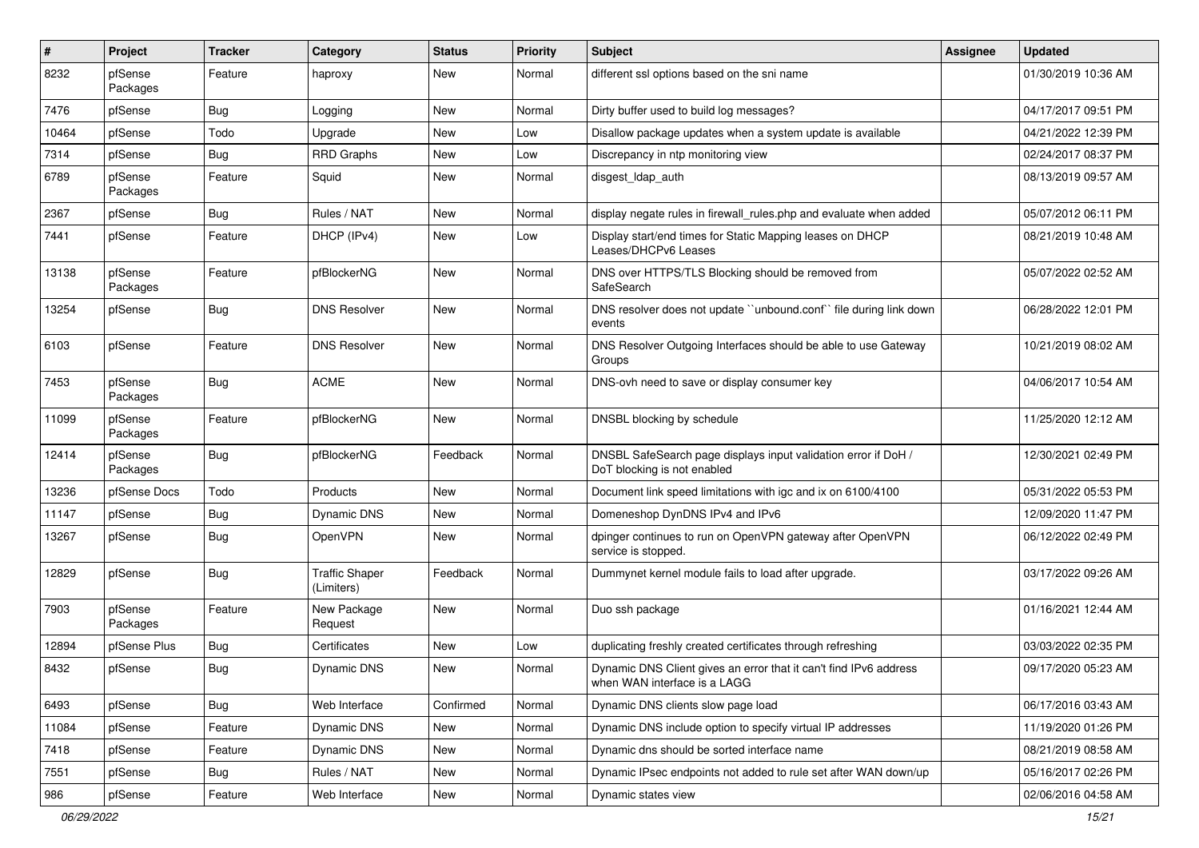| # | Project | Tracker | Category | Status | Priority | Subject | Assignee | Updated |
|---|---|---|---|---|---|---|---|---|
| 8232 | pfSense Packages | Feature | haproxy | New | Normal | different ssl options based on the sni name | | 01/30/2019 10:36 AM |
| 7476 | pfSense | Bug | Logging | New | Normal | Dirty buffer used to build log messages? | | 04/17/2017 09:51 PM |
| 10464 | pfSense | Todo | Upgrade | New | Low | Disallow package updates when a system update is available | | 04/21/2022 12:39 PM |
| 7314 | pfSense | Bug | RRD Graphs | New | Low | Discrepancy in ntp monitoring view | | 02/24/2017 08:37 PM |
| 6789 | pfSense Packages | Feature | Squid | New | Normal | disgest_ldap_auth | | 08/13/2019 09:57 AM |
| 2367 | pfSense | Bug | Rules / NAT | New | Normal | display negate rules in firewall_rules.php and evaluate when added | | 05/07/2012 06:11 PM |
| 7441 | pfSense | Feature | DHCP (IPv4) | New | Low | Display start/end times for Static Mapping leases on DHCP Leases/DHCPv6 Leases | | 08/21/2019 10:48 AM |
| 13138 | pfSense Packages | Feature | pfBlockerNG | New | Normal | DNS over HTTPS/TLS Blocking should be removed from SafeSearch | | 05/07/2022 02:52 AM |
| 13254 | pfSense | Bug | DNS Resolver | New | Normal | DNS resolver does not update ``unbound.conf`` file during link down events | | 06/28/2022 12:01 PM |
| 6103 | pfSense | Feature | DNS Resolver | New | Normal | DNS Resolver Outgoing Interfaces should be able to use Gateway Groups | | 10/21/2019 08:02 AM |
| 7453 | pfSense Packages | Bug | ACME | New | Normal | DNS-ovh need to save or display consumer key | | 04/06/2017 10:54 AM |
| 11099 | pfSense Packages | Feature | pfBlockerNG | New | Normal | DNSBL blocking by schedule | | 11/25/2020 12:12 AM |
| 12414 | pfSense Packages | Bug | pfBlockerNG | Feedback | Normal | DNSBL SafeSearch page displays input validation error if DoH / DoT blocking is not enabled | | 12/30/2021 02:49 PM |
| 13236 | pfSense Docs | Todo | Products | New | Normal | Document link speed limitations with igc and ix on 6100/4100 | | 05/31/2022 05:53 PM |
| 11147 | pfSense | Bug | Dynamic DNS | New | Normal | Domeneshop DynDNS IPv4 and IPv6 | | 12/09/2020 11:47 PM |
| 13267 | pfSense | Bug | OpenVPN | New | Normal | dpinger continues to run on OpenVPN gateway after OpenVPN service is stopped. | | 06/12/2022 02:49 PM |
| 12829 | pfSense | Bug | Traffic Shaper (Limiters) | Feedback | Normal | Dummynet kernel module fails to load after upgrade. | | 03/17/2022 09:26 AM |
| 7903 | pfSense Packages | Feature | New Package Request | New | Normal | Duo ssh package | | 01/16/2021 12:44 AM |
| 12894 | pfSense Plus | Bug | Certificates | New | Low | duplicating freshly created certificates through refreshing | | 03/03/2022 02:35 PM |
| 8432 | pfSense | Bug | Dynamic DNS | New | Normal | Dynamic DNS Client gives an error that it can't find IPv6 address when WAN interface is a LAGG | | 09/17/2020 05:23 AM |
| 6493 | pfSense | Bug | Web Interface | Confirmed | Normal | Dynamic DNS clients slow page load | | 06/17/2016 03:43 AM |
| 11084 | pfSense | Feature | Dynamic DNS | New | Normal | Dynamic DNS include option to specify virtual IP addresses | | 11/19/2020 01:26 PM |
| 7418 | pfSense | Feature | Dynamic DNS | New | Normal | Dynamic dns should be sorted interface name | | 08/21/2019 08:58 AM |
| 7551 | pfSense | Bug | Rules / NAT | New | Normal | Dynamic IPsec endpoints not added to rule set after WAN down/up | | 05/16/2017 02:26 PM |
| 986 | pfSense | Feature | Web Interface | New | Normal | Dynamic states view | | 02/06/2016 04:58 AM |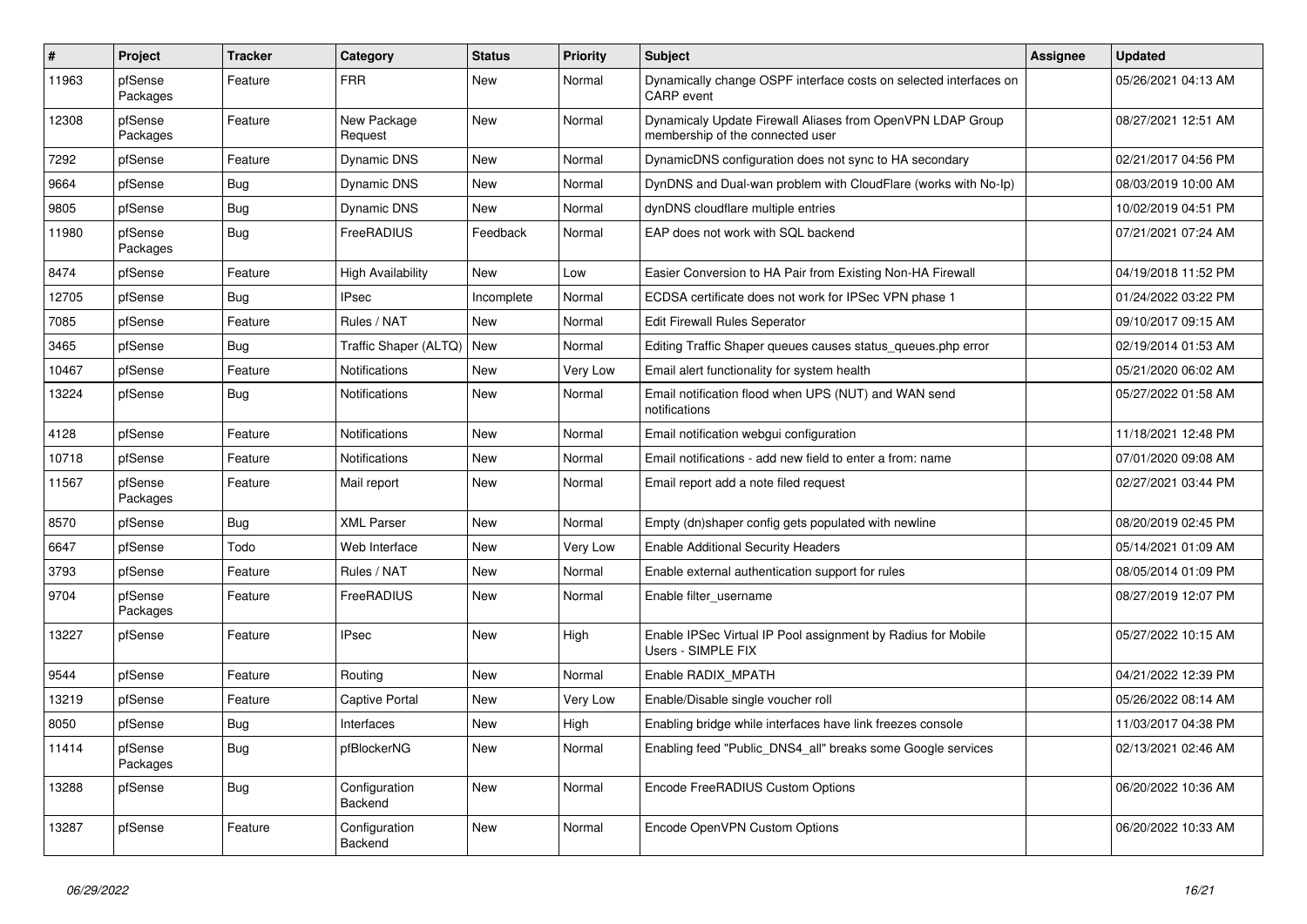| # | Project | Tracker | Category | Status | Priority | Subject | Assignee | Updated |
|---|---|---|---|---|---|---|---|---|
| 11963 | pfSense Packages | Feature | FRR | New | Normal | Dynamically change OSPF interface costs on selected interfaces on CARP event | | 05/26/2021 04:13 AM |
| 12308 | pfSense Packages | Feature | New Package Request | New | Normal | Dynamicaly Update Firewall Aliases from OpenVPN LDAP Group membership of the connected user | | 08/27/2021 12:51 AM |
| 7292 | pfSense | Feature | Dynamic DNS | New | Normal | DynamicDNS configuration does not sync to HA secondary | | 02/21/2017 04:56 PM |
| 9664 | pfSense | Bug | Dynamic DNS | New | Normal | DynDNS and Dual-wan problem with CloudFlare (works with No-Ip) | | 08/03/2019 10:00 AM |
| 9805 | pfSense | Bug | Dynamic DNS | New | Normal | dynDNS cloudflare multiple entries | | 10/02/2019 04:51 PM |
| 11980 | pfSense Packages | Bug | FreeRADIUS | Feedback | Normal | EAP does not work with SQL backend | | 07/21/2021 07:24 AM |
| 8474 | pfSense | Feature | High Availability | New | Low | Easier Conversion to HA Pair from Existing Non-HA Firewall | | 04/19/2018 11:52 PM |
| 12705 | pfSense | Bug | IPsec | Incomplete | Normal | ECDSA certificate does not work for IPSec VPN phase 1 | | 01/24/2022 03:22 PM |
| 7085 | pfSense | Feature | Rules / NAT | New | Normal | Edit Firewall Rules Seperator | | 09/10/2017 09:15 AM |
| 3465 | pfSense | Bug | Traffic Shaper (ALTQ) | New | Normal | Editing Traffic Shaper queues causes status_queues.php error | | 02/19/2014 01:53 AM |
| 10467 | pfSense | Feature | Notifications | New | Very Low | Email alert functionality for system health | | 05/21/2020 06:02 AM |
| 13224 | pfSense | Bug | Notifications | New | Normal | Email notification flood when UPS (NUT) and WAN send notifications | | 05/27/2022 01:58 AM |
| 4128 | pfSense | Feature | Notifications | New | Normal | Email notification webgui configuration | | 11/18/2021 12:48 PM |
| 10718 | pfSense | Feature | Notifications | New | Normal | Email notifications - add new field to enter a from: name | | 07/01/2020 09:08 AM |
| 11567 | pfSense Packages | Feature | Mail report | New | Normal | Email report add a note filed request | | 02/27/2021 03:44 PM |
| 8570 | pfSense | Bug | XML Parser | New | Normal | Empty (dn)shaper config gets populated with newline | | 08/20/2019 02:45 PM |
| 6647 | pfSense | Todo | Web Interface | New | Very Low | Enable Additional Security Headers | | 05/14/2021 01:09 AM |
| 3793 | pfSense | Feature | Rules / NAT | New | Normal | Enable external authentication support for rules | | 08/05/2014 01:09 PM |
| 9704 | pfSense Packages | Feature | FreeRADIUS | New | Normal | Enable filter_username | | 08/27/2019 12:07 PM |
| 13227 | pfSense | Feature | IPsec | New | High | Enable IPSec Virtual IP Pool assignment by Radius for Mobile Users - SIMPLE FIX | | 05/27/2022 10:15 AM |
| 9544 | pfSense | Feature | Routing | New | Normal | Enable RADIX_MPATH | | 04/21/2022 12:39 PM |
| 13219 | pfSense | Feature | Captive Portal | New | Very Low | Enable/Disable single voucher roll | | 05/26/2022 08:14 AM |
| 8050 | pfSense | Bug | Interfaces | New | High | Enabling bridge while interfaces have link freezes console | | 11/03/2017 04:38 PM |
| 11414 | pfSense Packages | Bug | pfBlockerNG | New | Normal | Enabling feed "Public_DNS4_all" breaks some Google services | | 02/13/2021 02:46 AM |
| 13288 | pfSense | Bug | Configuration Backend | New | Normal | Encode FreeRADIUS Custom Options | | 06/20/2022 10:36 AM |
| 13287 | pfSense | Feature | Configuration Backend | New | Normal | Encode OpenVPN Custom Options | | 06/20/2022 10:33 AM |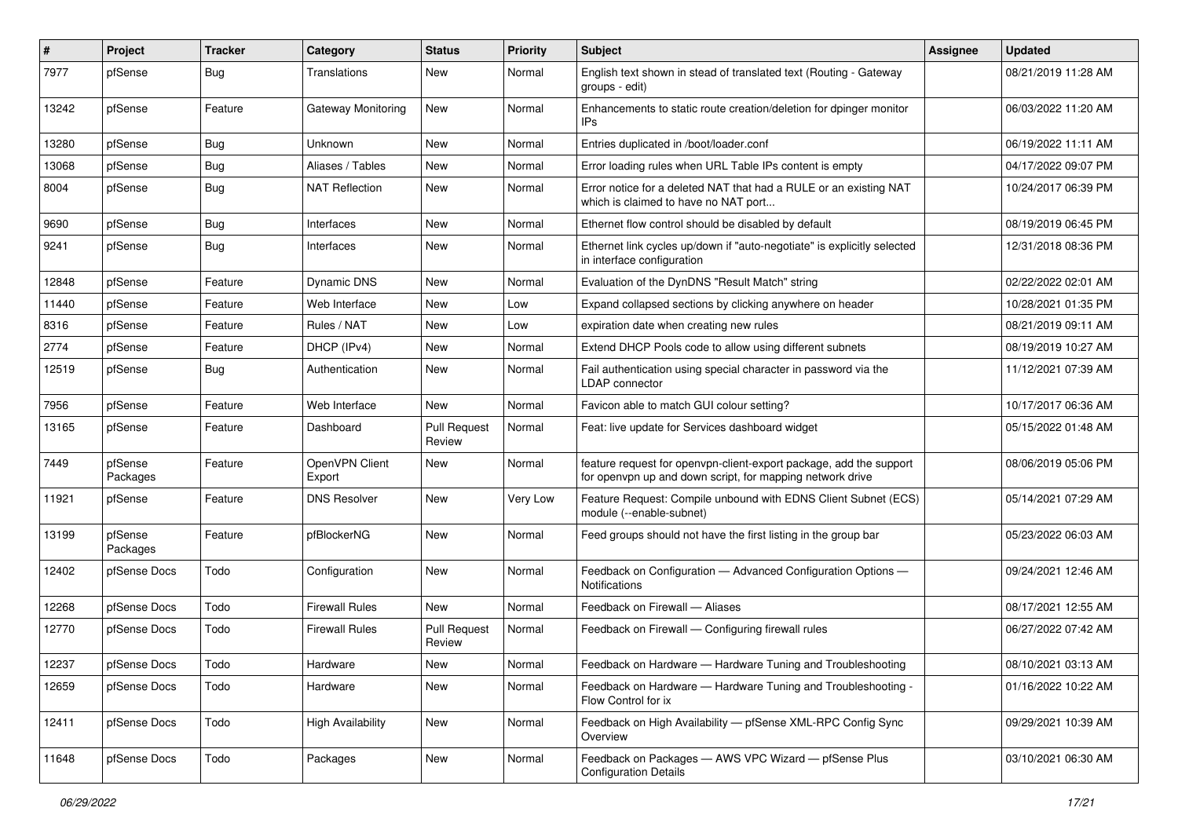| # | Project | Tracker | Category | Status | Priority | Subject | Assignee | Updated |
|---|---|---|---|---|---|---|---|---|
| 7977 | pfSense | Bug | Translations | New | Normal | English text shown in stead of translated text (Routing - Gateway groups - edit) | | 08/21/2019 11:28 AM |
| 13242 | pfSense | Feature | Gateway Monitoring | New | Normal | Enhancements to static route creation/deletion for dpinger monitor IPs | | 06/03/2022 11:20 AM |
| 13280 | pfSense | Bug | Unknown | New | Normal | Entries duplicated in /boot/loader.conf | | 06/19/2022 11:11 AM |
| 13068 | pfSense | Bug | Aliases / Tables | New | Normal | Error loading rules when URL Table IPs content is empty | | 04/17/2022 09:07 PM |
| 8004 | pfSense | Bug | NAT Reflection | New | Normal | Error notice for a deleted NAT that had a RULE or an existing NAT which is claimed to have no NAT port... | | 10/24/2017 06:39 PM |
| 9690 | pfSense | Bug | Interfaces | New | Normal | Ethernet flow control should be disabled by default | | 08/19/2019 06:45 PM |
| 9241 | pfSense | Bug | Interfaces | New | Normal | Ethernet link cycles up/down if "auto-negotiate" is explicitly selected in interface configuration | | 12/31/2018 08:36 PM |
| 12848 | pfSense | Feature | Dynamic DNS | New | Normal | Evaluation of the DynDNS "Result Match" string | | 02/22/2022 02:01 AM |
| 11440 | pfSense | Feature | Web Interface | New | Low | Expand collapsed sections by clicking anywhere on header | | 10/28/2021 01:35 PM |
| 8316 | pfSense | Feature | Rules / NAT | New | Low | expiration date when creating new rules | | 08/21/2019 09:11 AM |
| 2774 | pfSense | Feature | DHCP (IPv4) | New | Normal | Extend DHCP Pools code to allow using different subnets | | 08/19/2019 10:27 AM |
| 12519 | pfSense | Bug | Authentication | New | Normal | Fail authentication using special character in password via the LDAP connector | | 11/12/2021 07:39 AM |
| 7956 | pfSense | Feature | Web Interface | New | Normal | Favicon able to match GUI colour setting? | | 10/17/2017 06:36 AM |
| 13165 | pfSense | Feature | Dashboard | Pull Request Review | Normal | Feat: live update for Services dashboard widget | | 05/15/2022 01:48 AM |
| 7449 | pfSense Packages | Feature | OpenVPN Client Export | New | Normal | feature request for openvpn-client-export package, add the support for openvpn up and down script, for mapping network drive | | 08/06/2019 05:06 PM |
| 11921 | pfSense | Feature | DNS Resolver | New | Very Low | Feature Request: Compile unbound with EDNS Client Subnet (ECS) module (--enable-subnet) | | 05/14/2021 07:29 AM |
| 13199 | pfSense Packages | Feature | pfBlockerNG | New | Normal | Feed groups should not have the first listing in the group bar | | 05/23/2022 06:03 AM |
| 12402 | pfSense Docs | Todo | Configuration | New | Normal | Feedback on Configuration — Advanced Configuration Options — Notifications | | 09/24/2021 12:46 AM |
| 12268 | pfSense Docs | Todo | Firewall Rules | New | Normal | Feedback on Firewall — Aliases | | 08/17/2021 12:55 AM |
| 12770 | pfSense Docs | Todo | Firewall Rules | Pull Request Review | Normal | Feedback on Firewall — Configuring firewall rules | | 06/27/2022 07:42 AM |
| 12237 | pfSense Docs | Todo | Hardware | New | Normal | Feedback on Hardware — Hardware Tuning and Troubleshooting | | 08/10/2021 03:13 AM |
| 12659 | pfSense Docs | Todo | Hardware | New | Normal | Feedback on Hardware — Hardware Tuning and Troubleshooting - Flow Control for ix | | 01/16/2022 10:22 AM |
| 12411 | pfSense Docs | Todo | High Availability | New | Normal | Feedback on High Availability — pfSense XML-RPC Config Sync Overview | | 09/29/2021 10:39 AM |
| 11648 | pfSense Docs | Todo | Packages | New | Normal | Feedback on Packages — AWS VPC Wizard — pfSense Plus Configuration Details | | 03/10/2021 06:30 AM |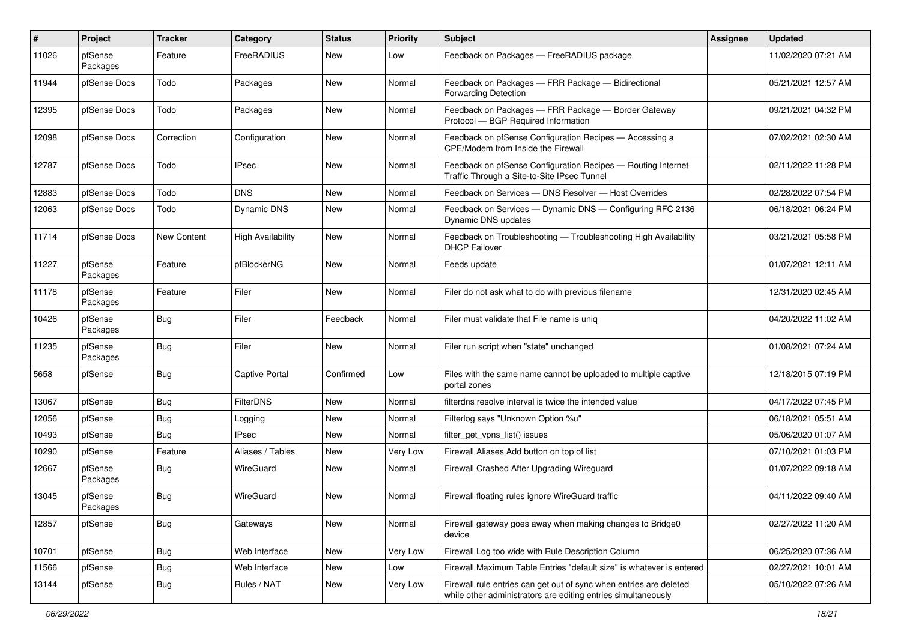| # | Project | Tracker | Category | Status | Priority | Subject | Assignee | Updated |
|---|---|---|---|---|---|---|---|---|
| 11026 | pfSense Packages | Feature | FreeRADIUS | New | Low | Feedback on Packages — FreeRADIUS package | | 11/02/2020 07:21 AM |
| 11944 | pfSense Docs | Todo | Packages | New | Normal | Feedback on Packages — FRR Package — Bidirectional Forwarding Detection | | 05/21/2021 12:57 AM |
| 12395 | pfSense Docs | Todo | Packages | New | Normal | Feedback on Packages — FRR Package — Border Gateway Protocol — BGP Required Information | | 09/21/2021 04:32 PM |
| 12098 | pfSense Docs | Correction | Configuration | New | Normal | Feedback on pfSense Configuration Recipes — Accessing a CPE/Modem from Inside the Firewall | | 07/02/2021 02:30 AM |
| 12787 | pfSense Docs | Todo | IPsec | New | Normal | Feedback on pfSense Configuration Recipes — Routing Internet Traffic Through a Site-to-Site IPsec Tunnel | | 02/11/2022 11:28 PM |
| 12883 | pfSense Docs | Todo | DNS | New | Normal | Feedback on Services — DNS Resolver — Host Overrides | | 02/28/2022 07:54 PM |
| 12063 | pfSense Docs | Todo | Dynamic DNS | New | Normal | Feedback on Services — Dynamic DNS — Configuring RFC 2136 Dynamic DNS updates | | 06/18/2021 06:24 PM |
| 11714 | pfSense Docs | New Content | High Availability | New | Normal | Feedback on Troubleshooting — Troubleshooting High Availability DHCP Failover | | 03/21/2021 05:58 PM |
| 11227 | pfSense Packages | Feature | pfBlockerNG | New | Normal | Feeds update | | 01/07/2021 12:11 AM |
| 11178 | pfSense Packages | Feature | Filer | New | Normal | Filer do not ask what to do with previous filename | | 12/31/2020 02:45 AM |
| 10426 | pfSense Packages | Bug | Filer | Feedback | Normal | Filer must validate that File name is uniq | | 04/20/2022 11:02 AM |
| 11235 | pfSense Packages | Bug | Filer | New | Normal | Filer run script when "state" unchanged | | 01/08/2021 07:24 AM |
| 5658 | pfSense | Bug | Captive Portal | Confirmed | Low | Files with the same name cannot be uploaded to multiple captive portal zones | | 12/18/2015 07:19 PM |
| 13067 | pfSense | Bug | FilterDNS | New | Normal | filterdns resolve interval is twice the intended value | | 04/17/2022 07:45 PM |
| 12056 | pfSense | Bug | Logging | New | Normal | Filterlog says "Unknown Option %u" | | 06/18/2021 05:51 AM |
| 10493 | pfSense | Bug | IPsec | New | Normal | filter_get_vpns_list() issues | | 05/06/2020 01:07 AM |
| 10290 | pfSense | Feature | Aliases / Tables | New | Very Low | Firewall Aliases Add button on top of list | | 07/10/2021 01:03 PM |
| 12667 | pfSense Packages | Bug | WireGuard | New | Normal | Firewall Crashed After Upgrading Wireguard | | 01/07/2022 09:18 AM |
| 13045 | pfSense Packages | Bug | WireGuard | New | Normal | Firewall floating rules ignore WireGuard traffic | | 04/11/2022 09:40 AM |
| 12857 | pfSense | Bug | Gateways | New | Normal | Firewall gateway goes away when making changes to Bridge0 device | | 02/27/2022 11:20 AM |
| 10701 | pfSense | Bug | Web Interface | New | Very Low | Firewall Log too wide with Rule Description Column | | 06/25/2020 07:36 AM |
| 11566 | pfSense | Bug | Web Interface | New | Low | Firewall Maximum Table Entries "default size" is whatever is entered | | 02/27/2021 10:01 AM |
| 13144 | pfSense | Bug | Rules / NAT | New | Very Low | Firewall rule entries can get out of sync when entries are deleted while other administrators are editing entries simultaneously | | 05/10/2022 07:26 AM |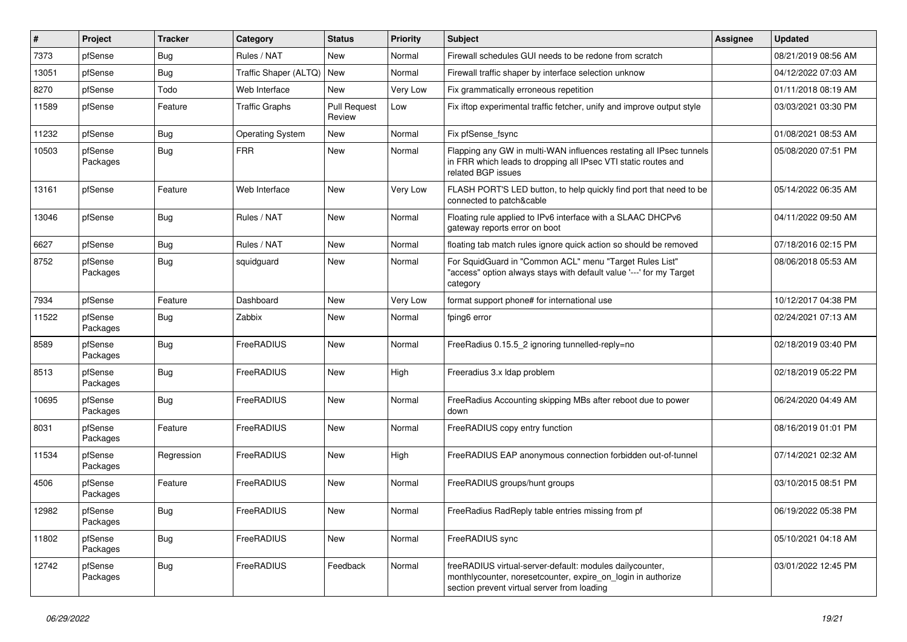| # | Project | Tracker | Category | Status | Priority | Subject | Assignee | Updated |
|---|---|---|---|---|---|---|---|---|
| 7373 | pfSense | Bug | Rules / NAT | New | Normal | Firewall schedules GUI needs to be redone from scratch | | 08/21/2019 08:56 AM |
| 13051 | pfSense | Bug | Traffic Shaper (ALTQ) | New | Normal | Firewall traffic shaper by interface selection unknow | | 04/12/2022 07:03 AM |
| 8270 | pfSense | Todo | Web Interface | New | Very Low | Fix grammatically erroneous repetition | | 01/11/2018 08:19 AM |
| 11589 | pfSense | Feature | Traffic Graphs | Pull Request Review | Low | Fix iftop experimental traffic fetcher, unify and improve output style | | 03/03/2021 03:30 PM |
| 11232 | pfSense | Bug | Operating System | New | Normal | Fix pfSense_fsync | | 01/08/2021 08:53 AM |
| 10503 | pfSense Packages | Bug | FRR | New | Normal | Flapping any GW in multi-WAN influences restating all IPsec tunnels in FRR which leads to dropping all IPsec VTI static routes and related BGP issues | | 05/08/2020 07:51 PM |
| 13161 | pfSense | Feature | Web Interface | New | Very Low | FLASH PORT'S LED button, to help quickly find port that need to be connected to patch&cable | | 05/14/2022 06:35 AM |
| 13046 | pfSense | Bug | Rules / NAT | New | Normal | Floating rule applied to IPv6 interface with a SLAAC DHCPv6 gateway reports error on boot | | 04/11/2022 09:50 AM |
| 6627 | pfSense | Bug | Rules / NAT | New | Normal | floating tab match rules ignore quick action so should be removed | | 07/18/2016 02:15 PM |
| 8752 | pfSense Packages | Bug | squidguard | New | Normal | For SquidGuard in "Common ACL" menu "Target Rules List" "access" option always stays with default value '---' for my Target category | | 08/06/2018 05:53 AM |
| 7934 | pfSense | Feature | Dashboard | New | Very Low | format support phone# for international use | | 10/12/2017 04:38 PM |
| 11522 | pfSense Packages | Bug | Zabbix | New | Normal | fping6 error | | 02/24/2021 07:13 AM |
| 8589 | pfSense Packages | Bug | FreeRADIUS | New | Normal | FreeRadius 0.15.5_2 ignoring tunnelled-reply=no | | 02/18/2019 03:40 PM |
| 8513 | pfSense Packages | Bug | FreeRADIUS | New | High | Freeradius 3.x ldap problem | | 02/18/2019 05:22 PM |
| 10695 | pfSense Packages | Bug | FreeRADIUS | New | Normal | FreeRadius Accounting skipping MBs after reboot due to power down | | 06/24/2020 04:49 AM |
| 8031 | pfSense Packages | Feature | FreeRADIUS | New | Normal | FreeRADIUS copy entry function | | 08/16/2019 01:01 PM |
| 11534 | pfSense Packages | Regression | FreeRADIUS | New | High | FreeRADIUS EAP anonymous connection forbidden out-of-tunnel | | 07/14/2021 02:32 AM |
| 4506 | pfSense Packages | Feature | FreeRADIUS | New | Normal | FreeRADIUS groups/hunt groups | | 03/10/2015 08:51 PM |
| 12982 | pfSense Packages | Bug | FreeRADIUS | New | Normal | FreeRadius RadReply table entries missing from pf | | 06/19/2022 05:38 PM |
| 11802 | pfSense Packages | Bug | FreeRADIUS | New | Normal | FreeRADIUS sync | | 05/10/2021 04:18 AM |
| 12742 | pfSense Packages | Bug | FreeRADIUS | Feedback | Normal | freeRADIUS virtual-server-default: modules dailycounter, monthlycounter, noresetcounter, expire_on_login in authorize section prevent virtual server from loading | | 03/01/2022 12:45 PM |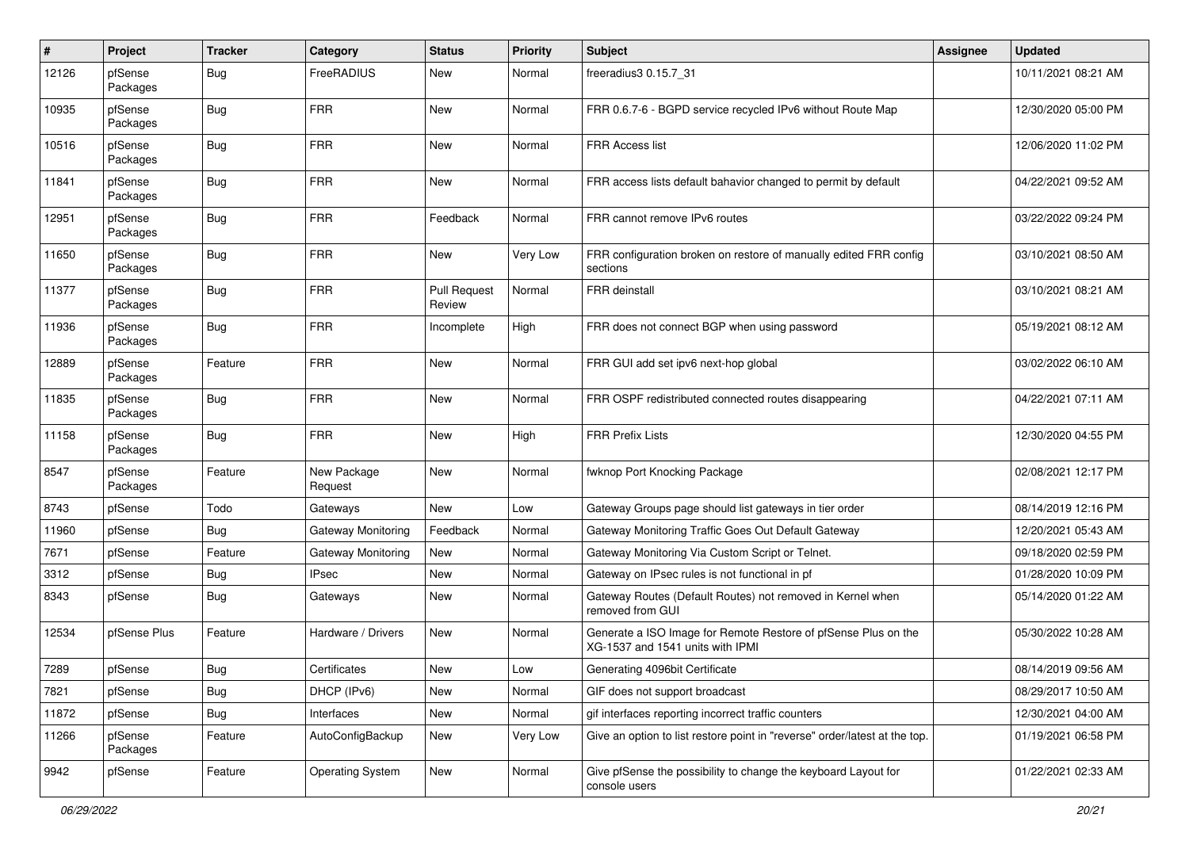| # | Project | Tracker | Category | Status | Priority | Subject | Assignee | Updated |
|---|---|---|---|---|---|---|---|---|
| 12126 | pfSense Packages | Bug | FreeRADIUS | New | Normal | freeradius3 0.15.7_31 | | 10/11/2021 08:21 AM |
| 10935 | pfSense Packages | Bug | FRR | New | Normal | FRR 0.6.7-6 - BGPD service recycled IPv6 without Route Map | | 12/30/2020 05:00 PM |
| 10516 | pfSense Packages | Bug | FRR | New | Normal | FRR Access list | | 12/06/2020 11:02 PM |
| 11841 | pfSense Packages | Bug | FRR | New | Normal | FRR access lists default bahavior changed to permit by default | | 04/22/2021 09:52 AM |
| 12951 | pfSense Packages | Bug | FRR | Feedback | Normal | FRR cannot remove IPv6 routes | | 03/22/2022 09:24 PM |
| 11650 | pfSense Packages | Bug | FRR | New | Very Low | FRR configuration broken on restore of manually edited FRR config sections | | 03/10/2021 08:50 AM |
| 11377 | pfSense Packages | Bug | FRR | Pull Request Review | Normal | FRR deinstall | | 03/10/2021 08:21 AM |
| 11936 | pfSense Packages | Bug | FRR | Incomplete | High | FRR does not connect BGP when using password | | 05/19/2021 08:12 AM |
| 12889 | pfSense Packages | Feature | FRR | New | Normal | FRR GUI add set ipv6 next-hop global | | 03/02/2022 06:10 AM |
| 11835 | pfSense Packages | Bug | FRR | New | Normal | FRR OSPF redistributed connected routes disappearing | | 04/22/2021 07:11 AM |
| 11158 | pfSense Packages | Bug | FRR | New | High | FRR Prefix Lists | | 12/30/2020 04:55 PM |
| 8547 | pfSense Packages | Feature | New Package Request | New | Normal | fwknop Port Knocking Package | | 02/08/2021 12:17 PM |
| 8743 | pfSense | Todo | Gateways | New | Low | Gateway Groups page should list gateways in tier order | | 08/14/2019 12:16 PM |
| 11960 | pfSense | Bug | Gateway Monitoring | Feedback | Normal | Gateway Monitoring Traffic Goes Out Default Gateway | | 12/20/2021 05:43 AM |
| 7671 | pfSense | Feature | Gateway Monitoring | New | Normal | Gateway Monitoring Via Custom Script or Telnet. | | 09/18/2020 02:59 PM |
| 3312 | pfSense | Bug | IPsec | New | Normal | Gateway on IPsec rules is not functional in pf | | 01/28/2020 10:09 PM |
| 8343 | pfSense | Bug | Gateways | New | Normal | Gateway Routes (Default Routes) not removed in Kernel when removed from GUI | | 05/14/2020 01:22 AM |
| 12534 | pfSense Plus | Feature | Hardware / Drivers | New | Normal | Generate a ISO Image for Remote Restore of pfSense Plus on the XG-1537 and 1541 units with IPMI | | 05/30/2022 10:28 AM |
| 7289 | pfSense | Bug | Certificates | New | Low | Generating 4096bit Certificate | | 08/14/2019 09:56 AM |
| 7821 | pfSense | Bug | DHCP (IPv6) | New | Normal | GIF does not support broadcast | | 08/29/2017 10:50 AM |
| 11872 | pfSense | Bug | Interfaces | New | Normal | gif interfaces reporting incorrect traffic counters | | 12/30/2021 04:00 AM |
| 11266 | pfSense Packages | Feature | AutoConfigBackup | New | Very Low | Give an option to list restore point in "reverse" order/latest at the top. | | 01/19/2021 06:58 PM |
| 9942 | pfSense | Feature | Operating System | New | Normal | Give pfSense the possibility to change the keyboard Layout for console users | | 01/22/2021 02:33 AM |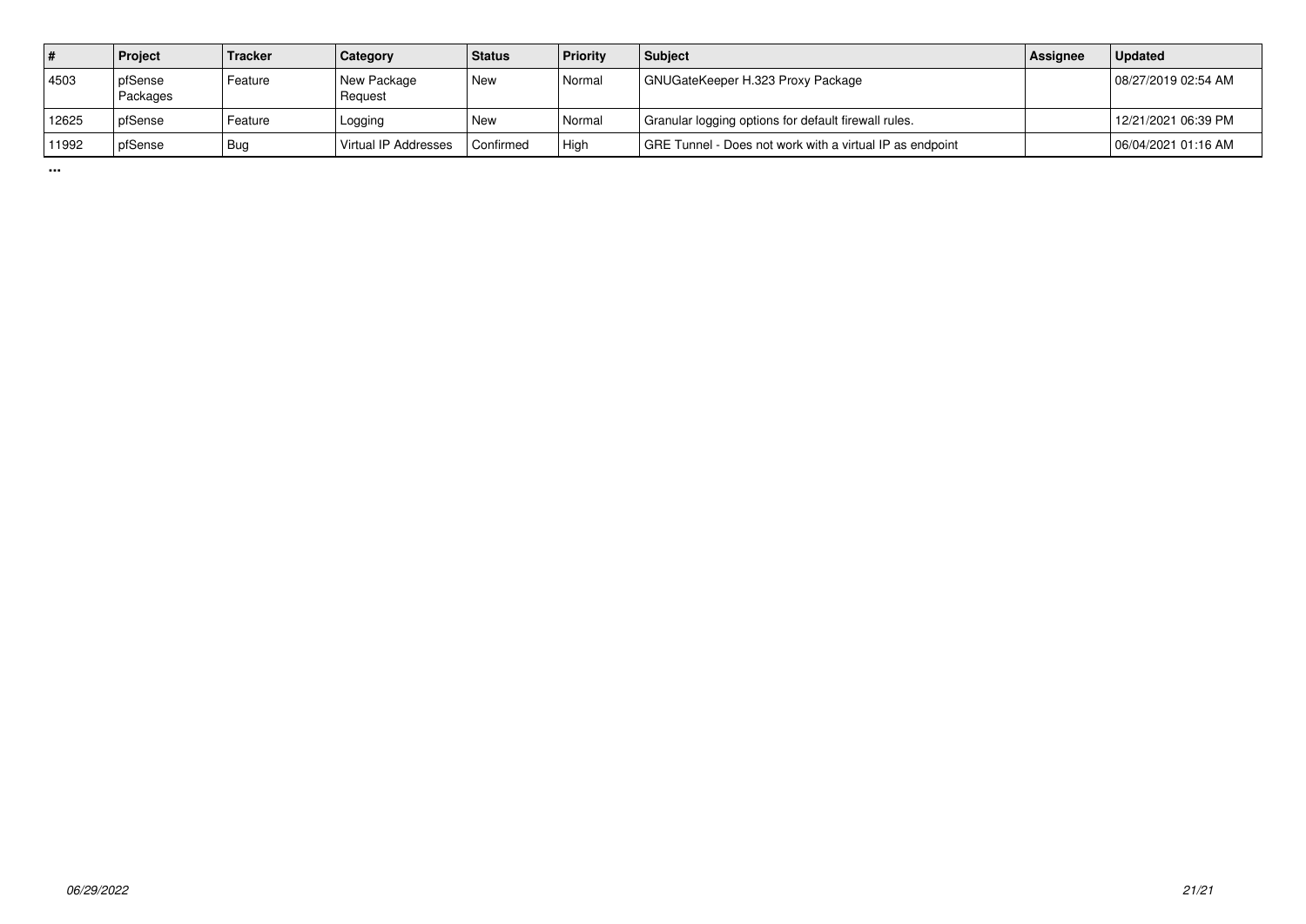| # | Project | Tracker | Category | Status | Priority | Subject | Assignee | Updated |
|---|---|---|---|---|---|---|---|---|
| 4503 | pfSense Packages | Feature | New Package Request | New | Normal | GNUGateKeeper H.323 Proxy Package | | 08/27/2019 02:54 AM |
| 12625 | pfSense | Feature | Logging | New | Normal | Granular logging options for default firewall rules. | | 12/21/2021 06:39 PM |
| 11992 | pfSense | Bug | Virtual IP Addresses | Confirmed | High | GRE Tunnel - Does not work with a virtual IP as endpoint | | 06/04/2021 01:16 AM |

...